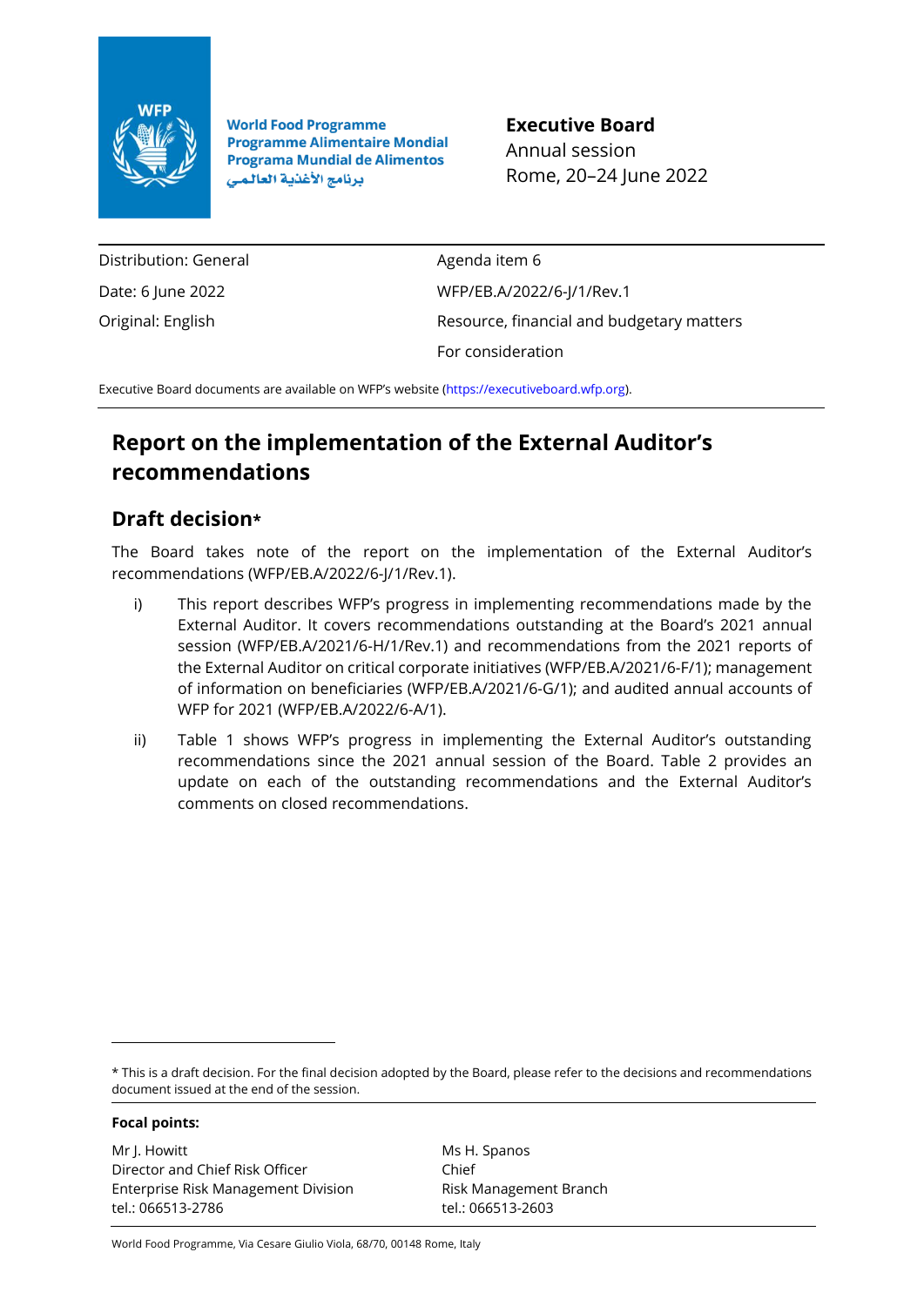World Food Programme
Programme Alimentaire Mondial
Programa Mundial de Alimentos
برنامج الأغذية العالمي

**Executive Board**
Annual session
Rome, 20–24 June 2022

| | |
|---|---|
| Distribution: General | Agenda item 6 |
| Date: 6 June 2022 | WFP/EB.A/2022/6-J/1/Rev.1 |
| Original: English | Resource, financial and budgetary matters |
| | For consideration |

Executive Board documents are available on WFP's website (https://executiveboard.wfp.org).

# Report on the implementation of the External Auditor's recommendations

## Draft decision*

The Board takes note of the report on the implementation of the External Auditor's recommendations (WFP/EB.A/2022/6-J/1/Rev.1).

i) This report describes WFP's progress in implementing recommendations made by the External Auditor. It covers recommendations outstanding at the Board's 2021 annual session (WFP/EB.A/2021/6-H/1/Rev.1) and recommendations from the 2021 reports of the External Auditor on critical corporate initiatives (WFP/EB.A/2021/6-F/1); management of information on beneficiaries (WFP/EB.A/2021/6-G/1); and audited annual accounts of WFP for 2021 (WFP/EB.A/2022/6-A/1).

ii) Table 1 shows WFP's progress in implementing the External Auditor's outstanding recommendations since the 2021 annual session of the Board. Table 2 provides an update on each of the outstanding recommendations and the External Auditor's comments on closed recommendations.

* This is a draft decision. For the final decision adopted by the Board, please refer to the decisions and recommendations document issued at the end of the session.

**Focal points:**

Mr J. Howitt
Director and Chief Risk Officer
Enterprise Risk Management Division
tel.: 066513-2786

Ms H. Spanos
Chief
Risk Management Branch
tel.: 066513-2603

World Food Programme, Via Cesare Giulio Viola, 68/70, 00148 Rome, Italy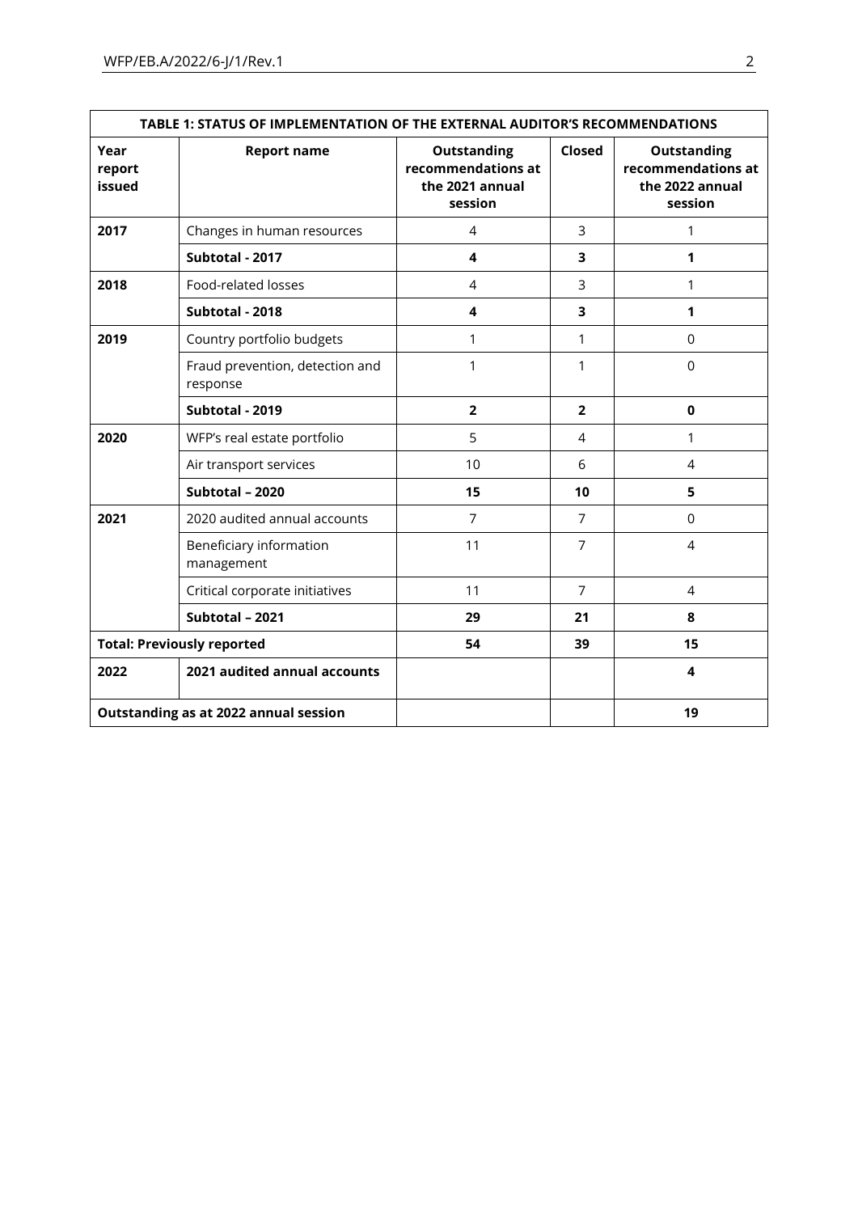**TABLE 1: STATUS OF IMPLEMENTATION OF THE EXTERNAL AUDITOR'S RECOMMENDATIONS**

| Year report issued | Report name | Outstanding recommendations at the 2021 annual session | Closed | Outstanding recommendations at the 2022 annual session |
|---|---|---|---|---|
| **2017** | Changes in human resources | 4 | 3 | 1 |
| | **Subtotal - 2017** | **4** | **3** | **1** |
| **2018** | Food-related losses | 4 | 3 | 1 |
| | **Subtotal - 2018** | **4** | **3** | **1** |
| **2019** | Country portfolio budgets | 1 | 1 | 0 |
| | Fraud prevention, detection and response | 1 | 1 | 0 |
| | **Subtotal - 2019** | **2** | **2** | **0** |
| **2020** | WFP's real estate portfolio | 5 | 4 | 1 |
| | Air transport services | 10 | 6 | 4 |
| | **Subtotal – 2020** | **15** | **10** | **5** |
| **2021** | 2020 audited annual accounts | 7 | 7 | 0 |
| | Beneficiary information management | 11 | 7 | 4 |
| | Critical corporate initiatives | 11 | 7 | 4 |
| | **Subtotal – 2021** | **29** | **21** | **8** |
| **Total: Previously reported** | | **54** | **39** | **15** |
| **2022** | **2021 audited annual accounts** | | | **4** |
| **Outstanding as at 2022 annual session** | | | | **19** |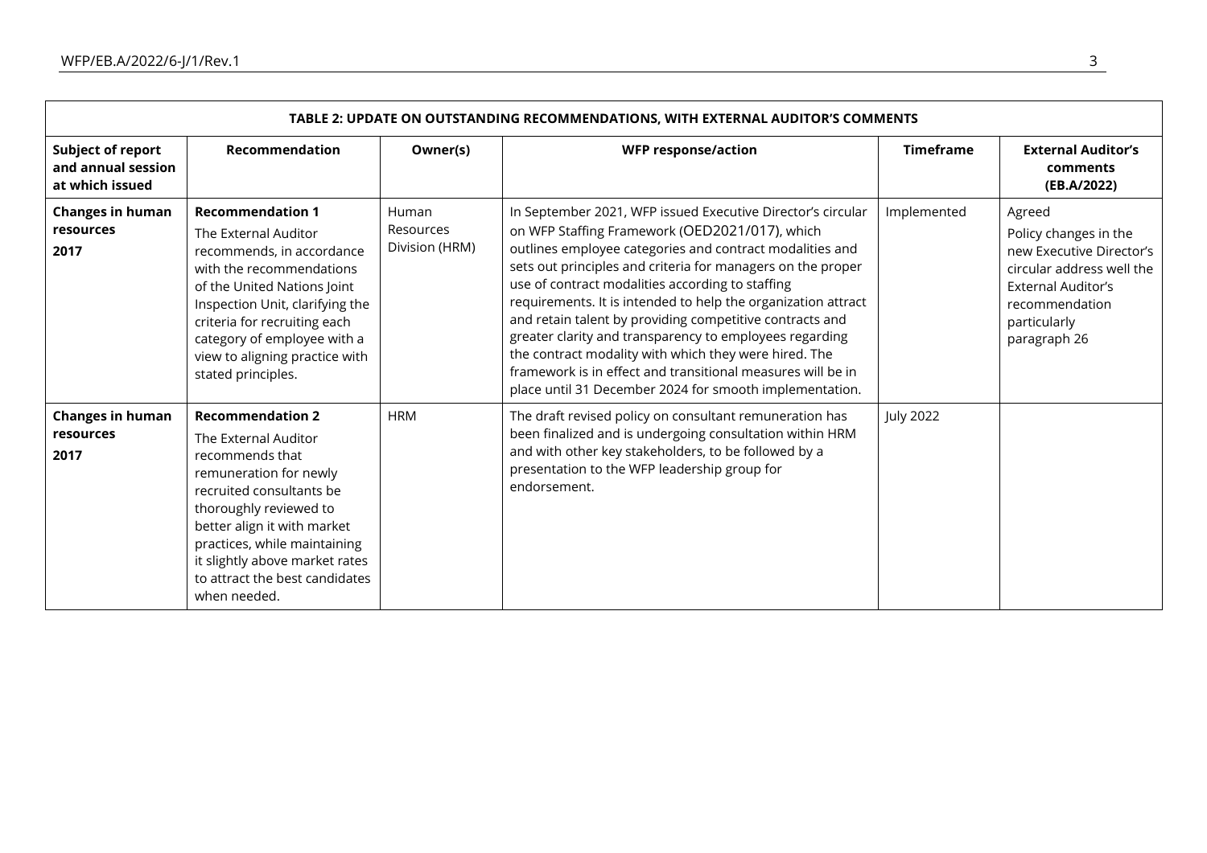**TABLE 2: UPDATE ON OUTSTANDING RECOMMENDATIONS, WITH EXTERNAL AUDITOR'S COMMENTS**

| Subject of report and annual session at which issued | Recommendation | Owner(s) | WFP response/action | Timeframe | External Auditor's comments (EB.A/2022) |
|---|---|---|---|---|---|
| **Changes in human resources 2017** | **Recommendation 1** The External Auditor recommends, in accordance with the recommendations of the United Nations Joint Inspection Unit, clarifying the criteria for recruiting each category of employee with a view to aligning practice with stated principles. | Human Resources Division (HRM) | In September 2021, WFP issued Executive Director's circular on WFP Staffing Framework (OED2021/017), which outlines employee categories and contract modalities and sets out principles and criteria for managers on the proper use of contract modalities according to staffing requirements. It is intended to help the organization attract and retain talent by providing competitive contracts and greater clarity and transparency to employees regarding the contract modality with which they were hired. The framework is in effect and transitional measures will be in place until 31 December 2024 for smooth implementation. | Implemented | Agreed Policy changes in the new Executive Director's circular address well the External Auditor's recommendation particularly paragraph 26 |
| **Changes in human resources 2017** | **Recommendation 2** The External Auditor recommends that remuneration for newly recruited consultants be thoroughly reviewed to better align it with market practices, while maintaining it slightly above market rates to attract the best candidates when needed. | HRM | The draft revised policy on consultant remuneration has been finalized and is undergoing consultation within HRM and with other key stakeholders, to be followed by a presentation to the WFP leadership group for endorsement. | July 2022 | |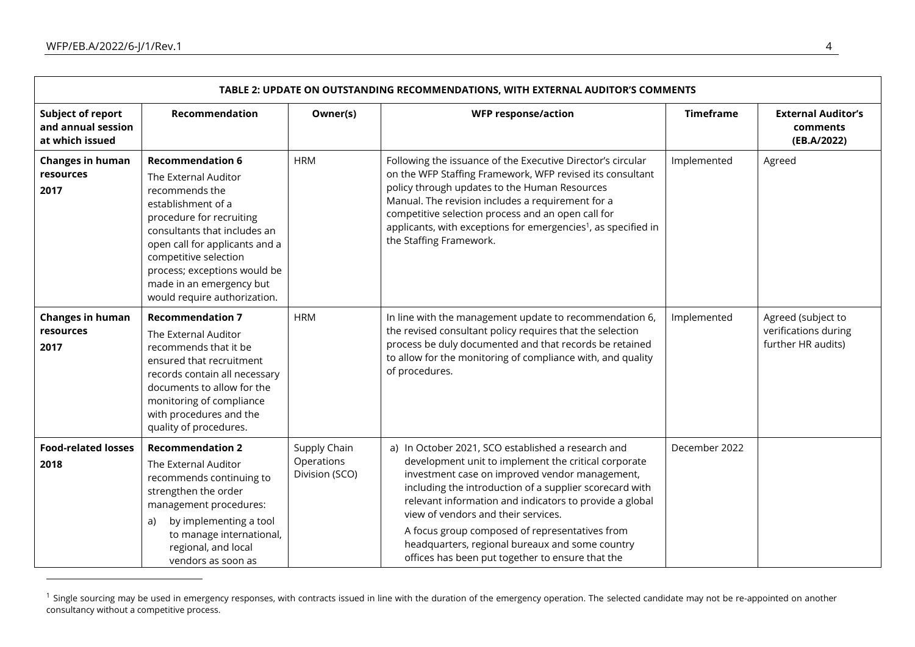| TABLE 2: UPDATE ON OUTSTANDING RECOMMENDATIONS, WITH EXTERNAL AUDITOR'S COMMENTS | | | | | |
|---|---|---|---|---|---|
| **Subject of report and annual session at which issued** | **Recommendation** | **Owner(s)** | **WFP response/action** | **Timeframe** | **External Auditor's comments (EB.A/2022)** |
| **Changes in human resources 2017** | **Recommendation 6** The External Auditor recommends the establishment of a procedure for recruiting consultants that includes an open call for applicants and a competitive selection process; exceptions would be made in an emergency but would require authorization. | HRM | Following the issuance of the Executive Director's circular on the WFP Staffing Framework, WFP revised its consultant policy through updates to the Human Resources Manual. The revision includes a requirement for a competitive selection process and an open call for applicants, with exceptions for emergencies[1], as specified in the Staffing Framework. | Implemented | Agreed |
| **Changes in human resources 2017** | **Recommendation 7** The External Auditor recommends that it be ensured that recruitment records contain all necessary documents to allow for the monitoring of compliance with procedures and the quality of procedures. | HRM | In line with the management update to recommendation 6, the revised consultant policy requires that the selection process be duly documented and that records be retained to allow for the monitoring of compliance with, and quality of procedures. | Implemented | Agreed (subject to verifications during further HR audits) |
| **Food-related losses 2018** | **Recommendation 2** The External Auditor recommends continuing to strengthen the order management procedures: a) by implementing a tool to manage international, regional, and local vendors as soon as | Supply Chain Operations Division (SCO) | a) In October 2021, SCO established a research and development unit to implement the critical corporate investment case on improved vendor management, including the introduction of a supplier scorecard with relevant information and indicators to provide a global view of vendors and their services. A focus group composed of representatives from headquarters, regional bureaux and some country offices has been put together to ensure that the | December 2022 | |

[1] Single sourcing may be used in emergency responses, with contracts issued in line with the duration of the emergency operation. The selected candidate may not be re-appointed on another consultancy without a competitive process.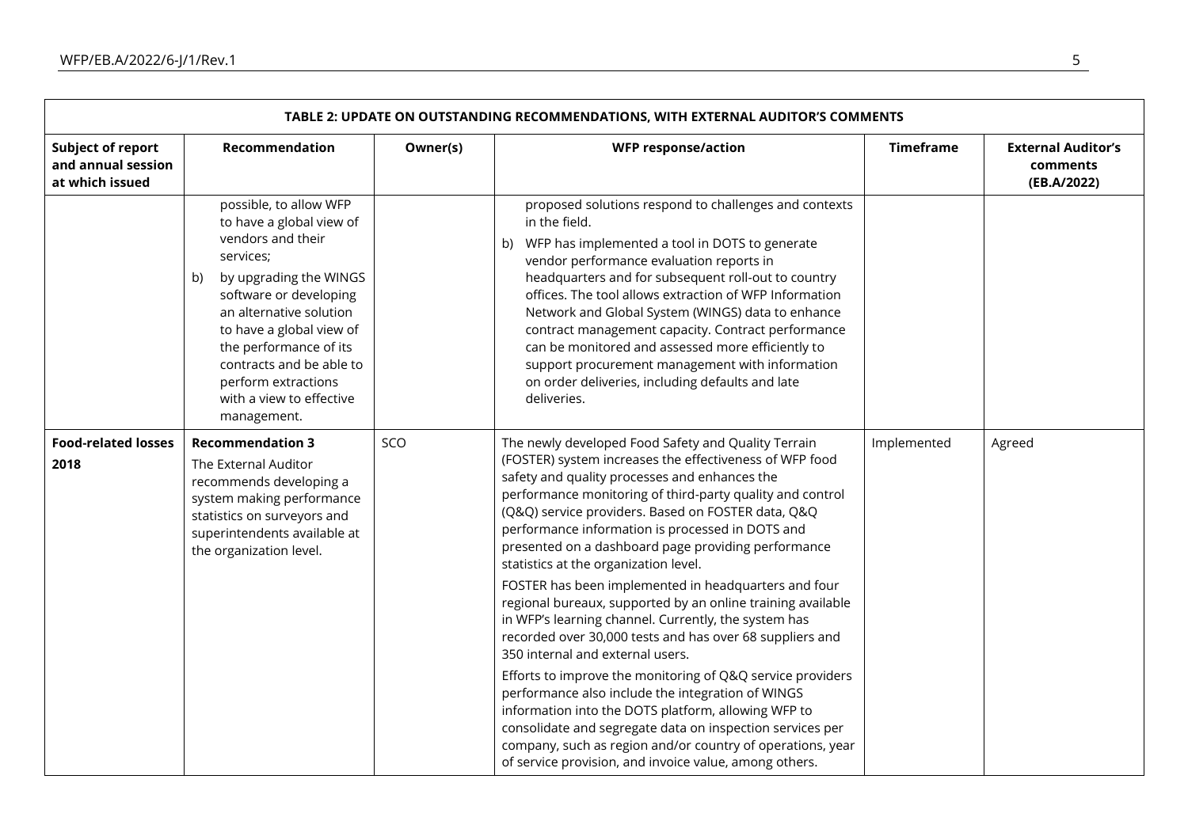| TABLE 2: UPDATE ON OUTSTANDING RECOMMENDATIONS, WITH EXTERNAL AUDITOR'S COMMENTS | | | | | |
|---|---|---|---|---|---|
| **Subject of report and annual session at which issued** | **Recommendation** | **Owner(s)** | **WFP response/action** | **Timeframe** | **External Auditor's comments (EB.A/2022)** |
| | possible, to allow WFP to have a global view of vendors and their services;<br>b) by upgrading the WINGS software or developing an alternative solution to have a global view of the performance of its contracts and be able to perform extractions with a view to effective management. | | proposed solutions respond to challenges and contexts in the field.<br>b) WFP has implemented a tool in DOTS to generate vendor performance evaluation reports in headquarters and for subsequent roll-out to country offices. The tool allows extraction of WFP Information Network and Global System (WINGS) data to enhance contract management capacity. Contract performance can be monitored and assessed more efficiently to support procurement management with information on order deliveries, including defaults and late deliveries. | | |
| **Food-related losses 2018** | **Recommendation 3**<br>The External Auditor recommends developing a system making performance statistics on surveyors and superintendents available at the organization level. | SCO | The newly developed Food Safety and Quality Terrain (FOSTER) system increases the effectiveness of WFP food safety and quality processes and enhances the performance monitoring of third-party quality and control (Q&Q) service providers. Based on FOSTER data, Q&Q performance information is processed in DOTS and presented on a dashboard page providing performance statistics at the organization level.<br>FOSTER has been implemented in headquarters and four regional bureaux, supported by an online training available in WFP's learning channel. Currently, the system has recorded over 30,000 tests and has over 68 suppliers and 350 internal and external users.<br>Efforts to improve the monitoring of Q&Q service providers performance also include the integration of WINGS information into the DOTS platform, allowing WFP to consolidate and segregate data on inspection services per company, such as region and/or country of operations, year of service provision, and invoice value, among others. | Implemented | Agreed |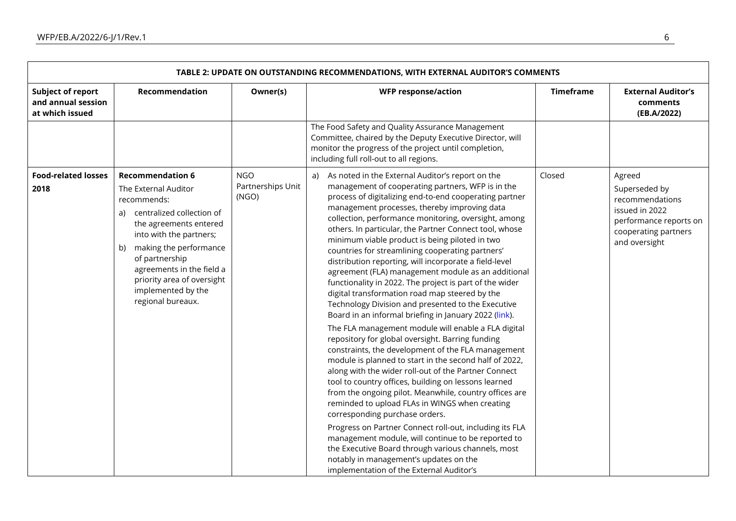| TABLE 2: UPDATE ON OUTSTANDING RECOMMENDATIONS, WITH EXTERNAL AUDITOR'S COMMENTS | | | | | |
|---|---|---|---|---|---|
| **Subject of report and annual session at which issued** | **Recommendation** | **Owner(s)** | **WFP response/action** | **Timeframe** | **External Auditor's comments (EB.A/2022)** |
| | | | The Food Safety and Quality Assurance Management Committee, chaired by the Deputy Executive Director, will monitor the progress of the project until completion, including full roll-out to all regions. | | |
| **Food-related losses 2018** | **Recommendation 6**<br>The External Auditor recommends:<br>a) centralized collection of the agreements entered into with the partners;<br>b) making the performance of partnership agreements in the field a priority area of oversight implemented by the regional bureaux. | NGO Partnerships Unit (NGO) | a) As noted in the External Auditor's report on the management of cooperating partners, WFP is in the process of digitalizing end-to-end cooperating partner management processes, thereby improving data collection, performance monitoring, oversight, among others. In particular, the Partner Connect tool, whose minimum viable product is being piloted in two countries for streamlining cooperating partners' distribution reporting, will incorporate a field-level agreement (FLA) management module as an additional functionality in 2022. The project is part of the wider digital transformation road map steered by the Technology Division and presented to the Executive Board in an informal briefing in January 2022 (link).<br>The FLA management module will enable a FLA digital repository for global oversight. Barring funding constraints, the development of the FLA management module is planned to start in the second half of 2022, along with the wider roll-out of the Partner Connect tool to country offices, building on lessons learned from the ongoing pilot. Meanwhile, country offices are reminded to upload FLAs in WINGS when creating corresponding purchase orders.<br>Progress on Partner Connect roll-out, including its FLA management module, will continue to be reported to the Executive Board through various channels, most notably in management's updates on the implementation of the External Auditor's | Closed | Agreed<br>Superseded by recommendations issued in 2022 performance reports on cooperating partners and oversight |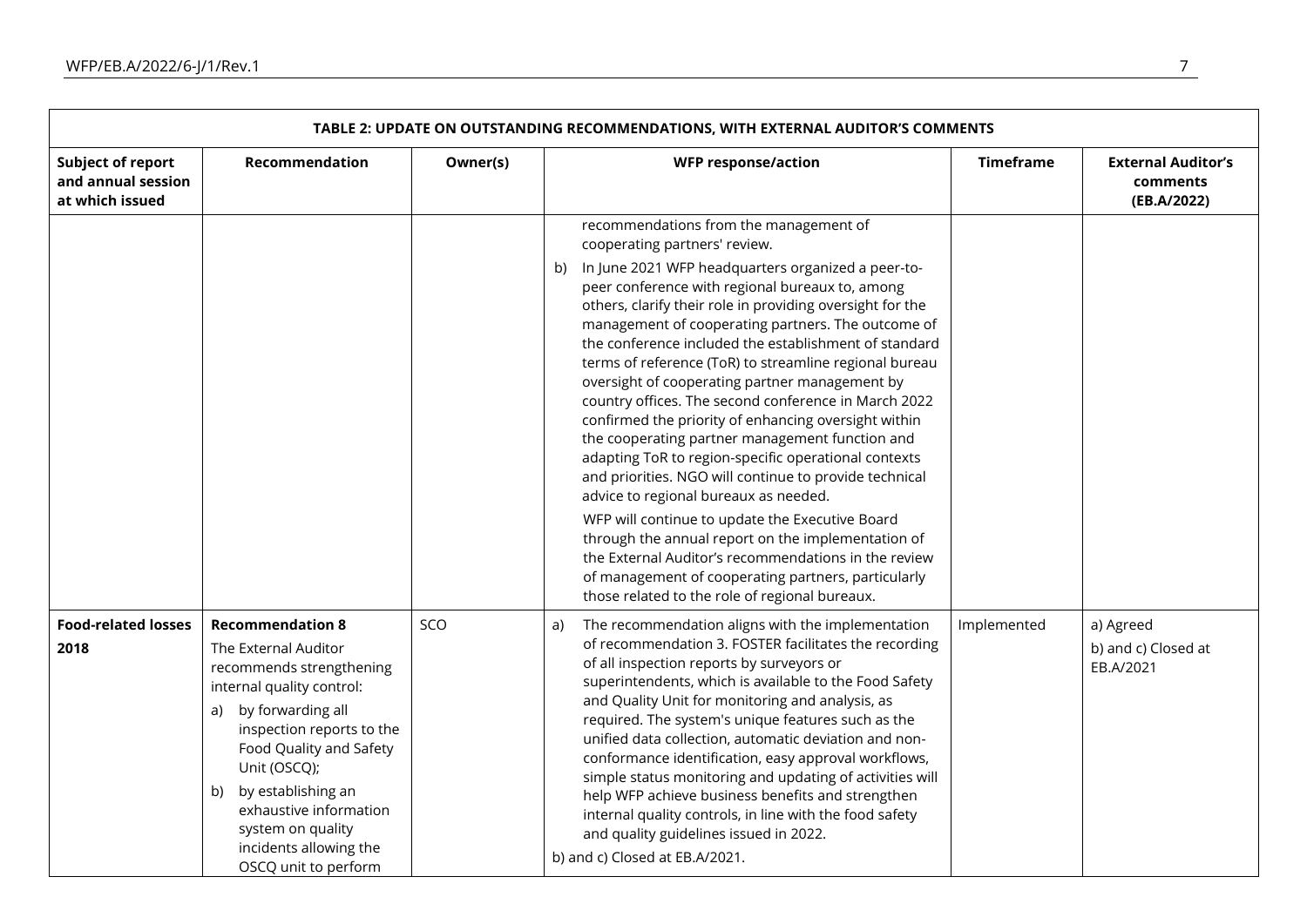| TABLE 2: UPDATE ON OUTSTANDING RECOMMENDATIONS, WITH EXTERNAL AUDITOR'S COMMENTS | | | | | |
|---|---|---|---|---|---|
| **Subject of report and annual session at which issued** | **Recommendation** | **Owner(s)** | **WFP response/action** | **Timeframe** | **External Auditor's comments (EB.A/2022)** |
| | | | recommendations from the management of cooperating partners' review.<br>b) In June 2021 WFP headquarters organized a peer-to-peer conference with regional bureaux to, among others, clarify their role in providing oversight for the management of cooperating partners. The outcome of the conference included the establishment of standard terms of reference (ToR) to streamline regional bureau oversight of cooperating partner management by country offices. The second conference in March 2022 confirmed the priority of enhancing oversight within the cooperating partner management function and adapting ToR to region-specific operational contexts and priorities. NGO will continue to provide technical advice to regional bureaux as needed.<br>WFP will continue to update the Executive Board through the annual report on the implementation of the External Auditor's recommendations in the review of management of cooperating partners, particularly those related to the role of regional bureaux. | | |
| **Food-related losses 2018** | **Recommendation 8**<br>The External Auditor recommends strengthening internal quality control:<br>a) by forwarding all inspection reports to the Food Quality and Safety Unit (OSCQ);<br>b) by establishing an exhaustive information system on quality incidents allowing the OSCQ unit to perform | SCO | a) The recommendation aligns with the implementation of recommendation 3. FOSTER facilitates the recording of all inspection reports by surveyors or superintendents, which is available to the Food Safety and Quality Unit for monitoring and analysis, as required. The system's unique features such as the unified data collection, automatic deviation and non-conformance identification, easy approval workflows, simple status monitoring and updating of activities will help WFP achieve business benefits and strengthen internal quality controls, in line with the food safety and quality guidelines issued in 2022.<br>b) and c) Closed at EB.A/2021. | Implemented | a) Agreed<br>b) and c) Closed at EB.A/2021 |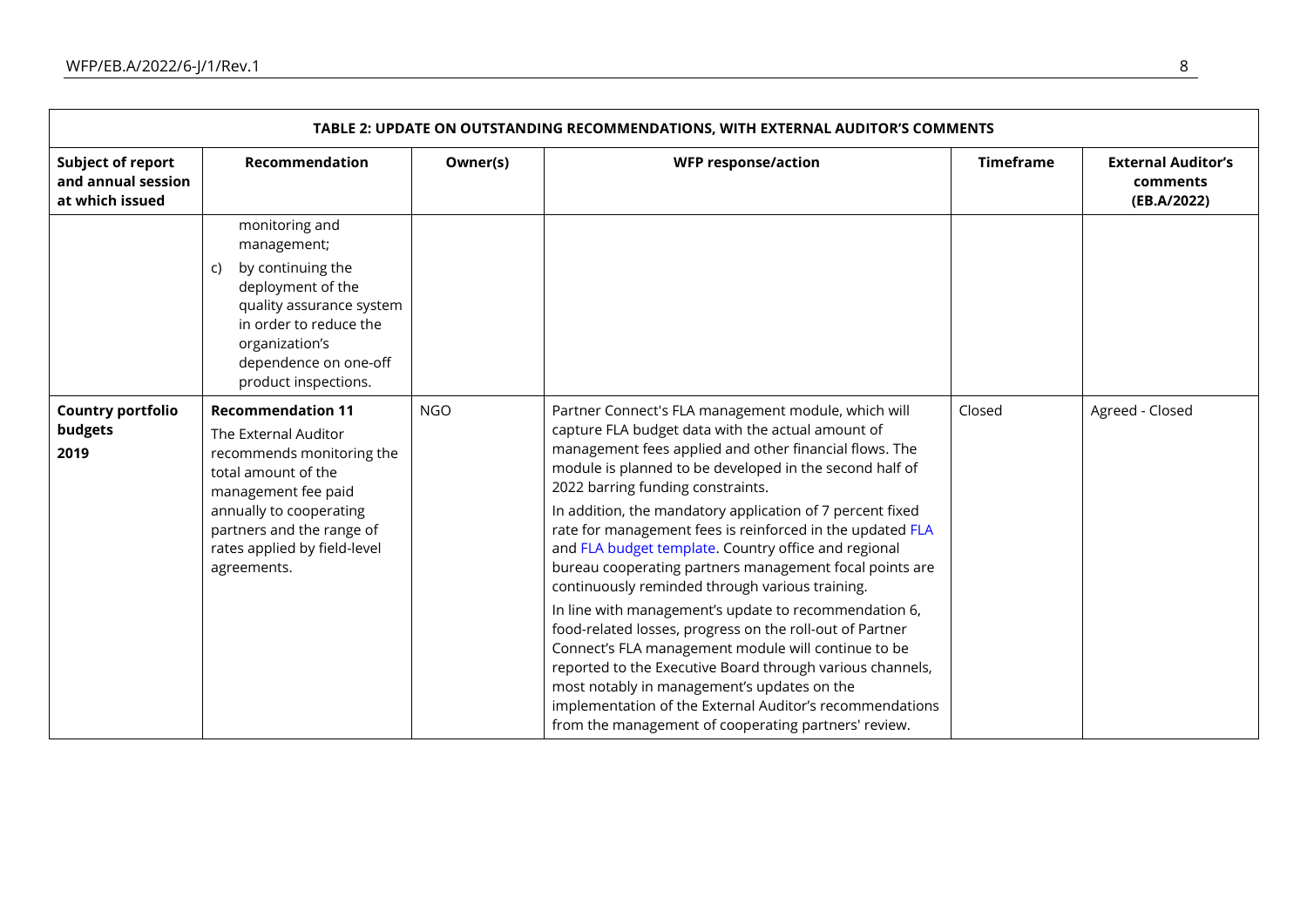| TABLE 2: UPDATE ON OUTSTANDING RECOMMENDATIONS, WITH EXTERNAL AUDITOR'S COMMENTS | | | | | |
|---|---|---|---|---|---|
| **Subject of report and annual session at which issued** | **Recommendation** | **Owner(s)** | **WFP response/action** | **Timeframe** | **External Auditor's comments (EB.A/2022)** |
| | monitoring and management;<br>c) by continuing the deployment of the quality assurance system in order to reduce the organization's dependence on one-off product inspections. | | | | |
| **Country portfolio budgets 2019** | **Recommendation 11**<br>The External Auditor recommends monitoring the total amount of the management fee paid annually to cooperating partners and the range of rates applied by field-level agreements. | NGO | Partner Connect's FLA management module, which will capture FLA budget data with the actual amount of management fees applied and other financial flows. The module is planned to be developed in the second half of 2022 barring funding constraints.<br>In addition, the mandatory application of 7 percent fixed rate for management fees is reinforced in the updated FLA and FLA budget template. Country office and regional bureau cooperating partners management focal points are continuously reminded through various training.<br>In line with management's update to recommendation 6, food-related losses, progress on the roll-out of Partner Connect's FLA management module will continue to be reported to the Executive Board through various channels, most notably in management's updates on the implementation of the External Auditor's recommendations from the management of cooperating partners' review. | Closed | Agreed - Closed |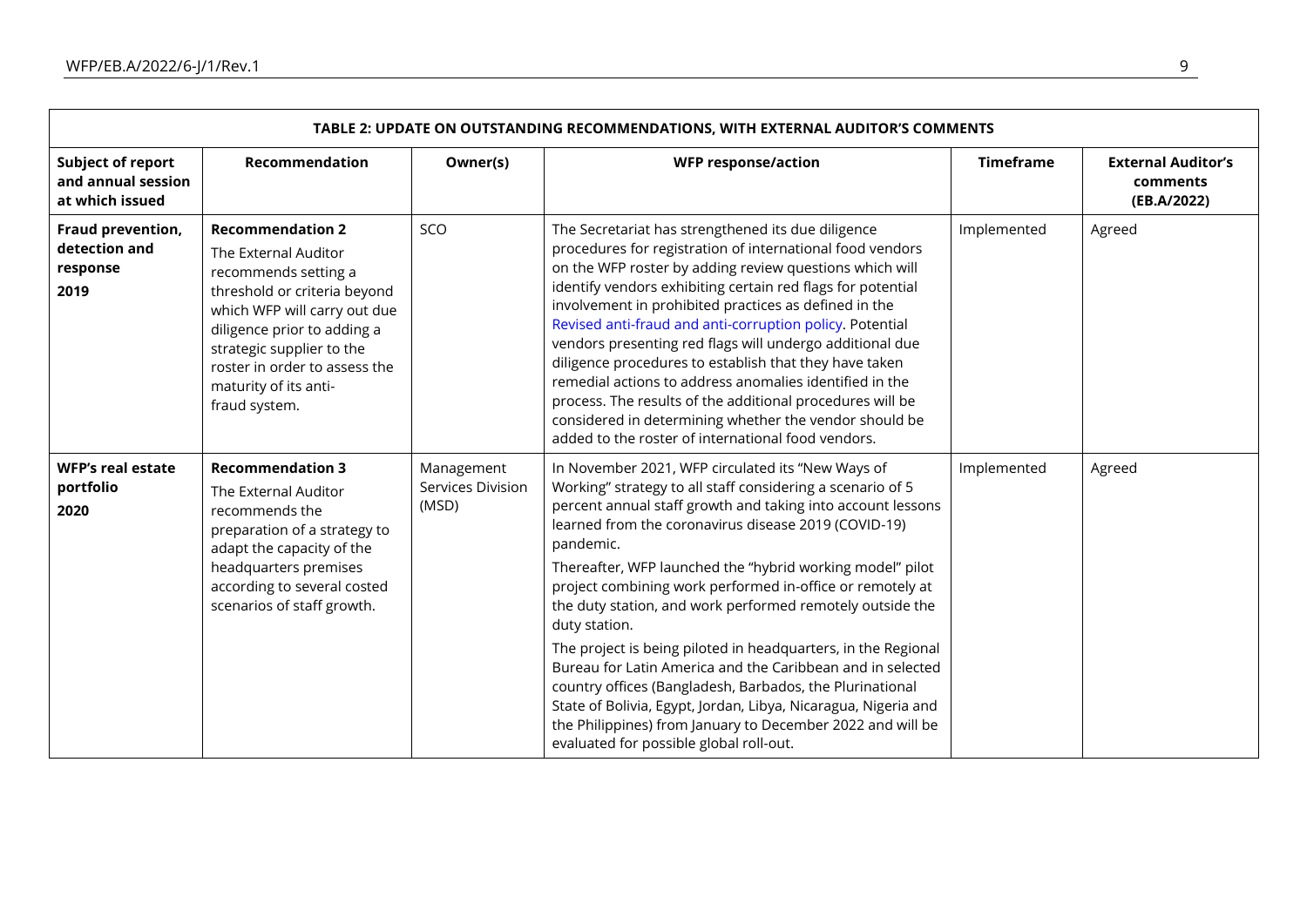| TABLE 2: UPDATE ON OUTSTANDING RECOMMENDATIONS, WITH EXTERNAL AUDITOR'S COMMENTS | | | | | |
|---|---|---|---|---|---|
| **Subject of report and annual session at which issued** | **Recommendation** | **Owner(s)** | **WFP response/action** | **Timeframe** | **External Auditor's comments (EB.A/2022)** |
| **Fraud prevention, detection and response 2019** | **Recommendation 2** The External Auditor recommends setting a threshold or criteria beyond which WFP will carry out due diligence prior to adding a strategic supplier to the roster in order to assess the maturity of its anti-fraud system. | SCO | The Secretariat has strengthened its due diligence procedures for registration of international food vendors on the WFP roster by adding review questions which will identify vendors exhibiting certain red flags for potential involvement in prohibited practices as defined in the Revised anti-fraud and anti-corruption policy. Potential vendors presenting red flags will undergo additional due diligence procedures to establish that they have taken remedial actions to address anomalies identified in the process. The results of the additional procedures will be considered in determining whether the vendor should be added to the roster of international food vendors. | Implemented | Agreed |
| **WFP's real estate portfolio 2020** | **Recommendation 3** The External Auditor recommends the preparation of a strategy to adapt the capacity of the headquarters premises according to several costed scenarios of staff growth. | Management Services Division (MSD) | In November 2021, WFP circulated its "New Ways of Working" strategy to all staff considering a scenario of 5 percent annual staff growth and taking into account lessons learned from the coronavirus disease 2019 (COVID-19) pandemic.<br><br>Thereafter, WFP launched the "hybrid working model" pilot project combining work performed in-office or remotely at the duty station, and work performed remotely outside the duty station.<br><br>The project is being piloted in headquarters, in the Regional Bureau for Latin America and the Caribbean and in selected country offices (Bangladesh, Barbados, the Plurinational State of Bolivia, Egypt, Jordan, Libya, Nicaragua, Nigeria and the Philippines) from January to December 2022 and will be evaluated for possible global roll-out. | Implemented | Agreed |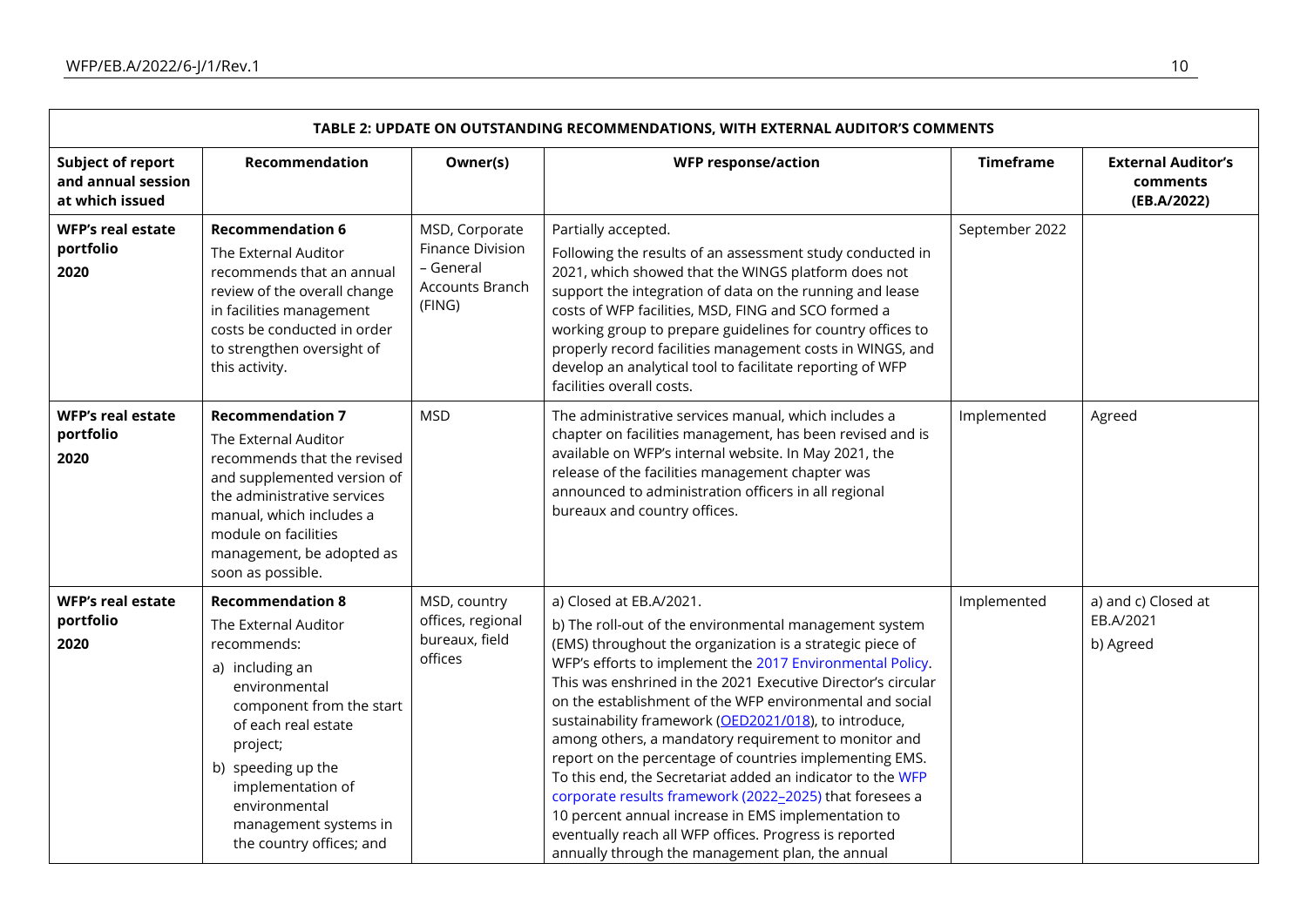| TABLE 2: UPDATE ON OUTSTANDING RECOMMENDATIONS, WITH EXTERNAL AUDITOR'S COMMENTS | | | | | |
|---|---|---|---|---|---|
| **Subject of report and annual session at which issued** | **Recommendation** | **Owner(s)** | **WFP response/action** | **Timeframe** | **External Auditor's comments (EB.A/2022)** |
| **WFP's real estate portfolio 2020** | **Recommendation 6** The External Auditor recommends that an annual review of the overall change in facilities management costs be conducted in order to strengthen oversight of this activity. | MSD, Corporate Finance Division – General Accounts Branch (FING) | Partially accepted. Following the results of an assessment study conducted in 2021, which showed that the WINGS platform does not support the integration of data on the running and lease costs of WFP facilities, MSD, FING and SCO formed a working group to prepare guidelines for country offices to properly record facilities management costs in WINGS, and develop an analytical tool to facilitate reporting of WFP facilities overall costs. | September 2022 | |
| **WFP's real estate portfolio 2020** | **Recommendation 7** The External Auditor recommends that the revised and supplemented version of the administrative services manual, which includes a module on facilities management, be adopted as soon as possible. | MSD | The administrative services manual, which includes a chapter on facilities management, has been revised and is available on WFP's internal website. In May 2021, the release of the facilities management chapter was announced to administration officers in all regional bureaux and country offices. | Implemented | Agreed |
| **WFP's real estate portfolio 2020** | **Recommendation 8** The External Auditor recommends: a) including an environmental component from the start of each real estate project; b) speeding up the implementation of environmental management systems in the country offices; and | MSD, country offices, regional bureaux, field offices | a) Closed at EB.A/2021. b) The roll-out of the environmental management system (EMS) throughout the organization is a strategic piece of WFP's efforts to implement the 2017 Environmental Policy. This was enshrined in the 2021 Executive Director's circular on the establishment of the WFP environmental and social sustainability framework (OED2021/018), to introduce, among others, a mandatory requirement to monitor and report on the percentage of countries implementing EMS. To this end, the Secretariat added an indicator to the WFP corporate results framework (2022–2025) that foresees a 10 percent annual increase in EMS implementation to eventually reach all WFP offices. Progress is reported annually through the management plan, the annual | Implemented | a) and c) Closed at EB.A/2021 b) Agreed |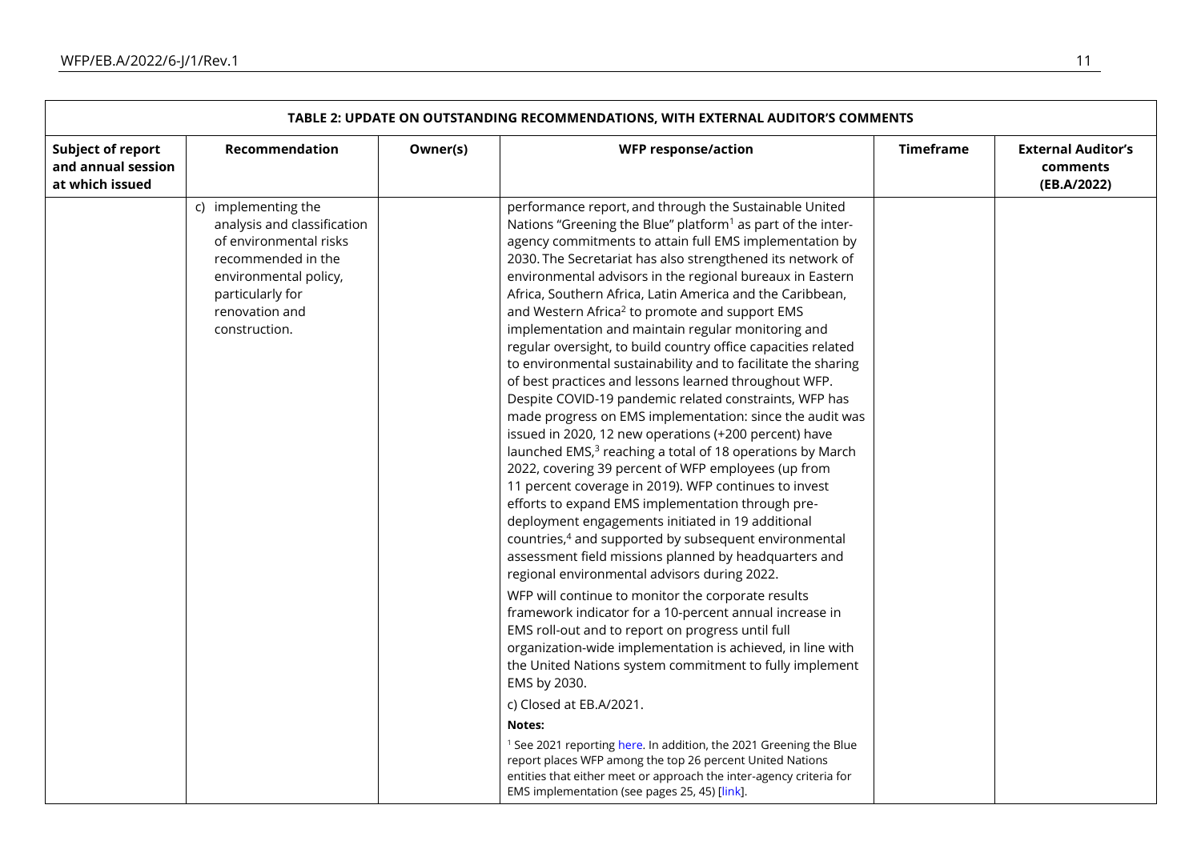| TABLE 2: UPDATE ON OUTSTANDING RECOMMENDATIONS, WITH EXTERNAL AUDITOR'S COMMENTS | | | | | |
|---|---|---|---|---|---|
| **Subject of report and annual session at which issued** | **Recommendation** | **Owner(s)** | **WFP response/action** | **Timeframe** | **External Auditor's comments (EB.A/2022)** |
| | c) implementing the analysis and classification of environmental risks recommended in the environmental policy, particularly for renovation and construction. | | performance report, and through the Sustainable United Nations "Greening the Blue" platform[1] as part of the inter-agency commitments to attain full EMS implementation by 2030. The Secretariat has also strengthened its network of environmental advisors in the regional bureaux in Eastern Africa, Southern Africa, Latin America and the Caribbean, and Western Africa[2] to promote and support EMS implementation and maintain regular monitoring and regular oversight, to build country office capacities related to environmental sustainability and to facilitate the sharing of best practices and lessons learned throughout WFP. Despite COVID-19 pandemic related constraints, WFP has made progress on EMS implementation: since the audit was issued in 2020, 12 new operations (+200 percent) have launched EMS,[3] reaching a total of 18 operations by March 2022, covering 39 percent of WFP employees (up from 11 percent coverage in 2019). WFP continues to invest efforts to expand EMS implementation through pre-deployment engagements initiated in 19 additional countries,[4] and supported by subsequent environmental assessment field missions planned by headquarters and regional environmental advisors during 2022.<br><br>WFP will continue to monitor the corporate results framework indicator for a 10-percent annual increase in EMS roll-out and to report on progress until full organization-wide implementation is achieved, in line with the United Nations system commitment to fully implement EMS by 2030.<br><br>c) Closed at EB.A/2021.<br><br>**Notes:**<br><br>[1] See 2021 reporting here. In addition, the 2021 Greening the Blue report places WFP among the top 26 percent United Nations entities that either meet or approach the inter-agency criteria for EMS implementation (see pages 25, 45) [link]. | | |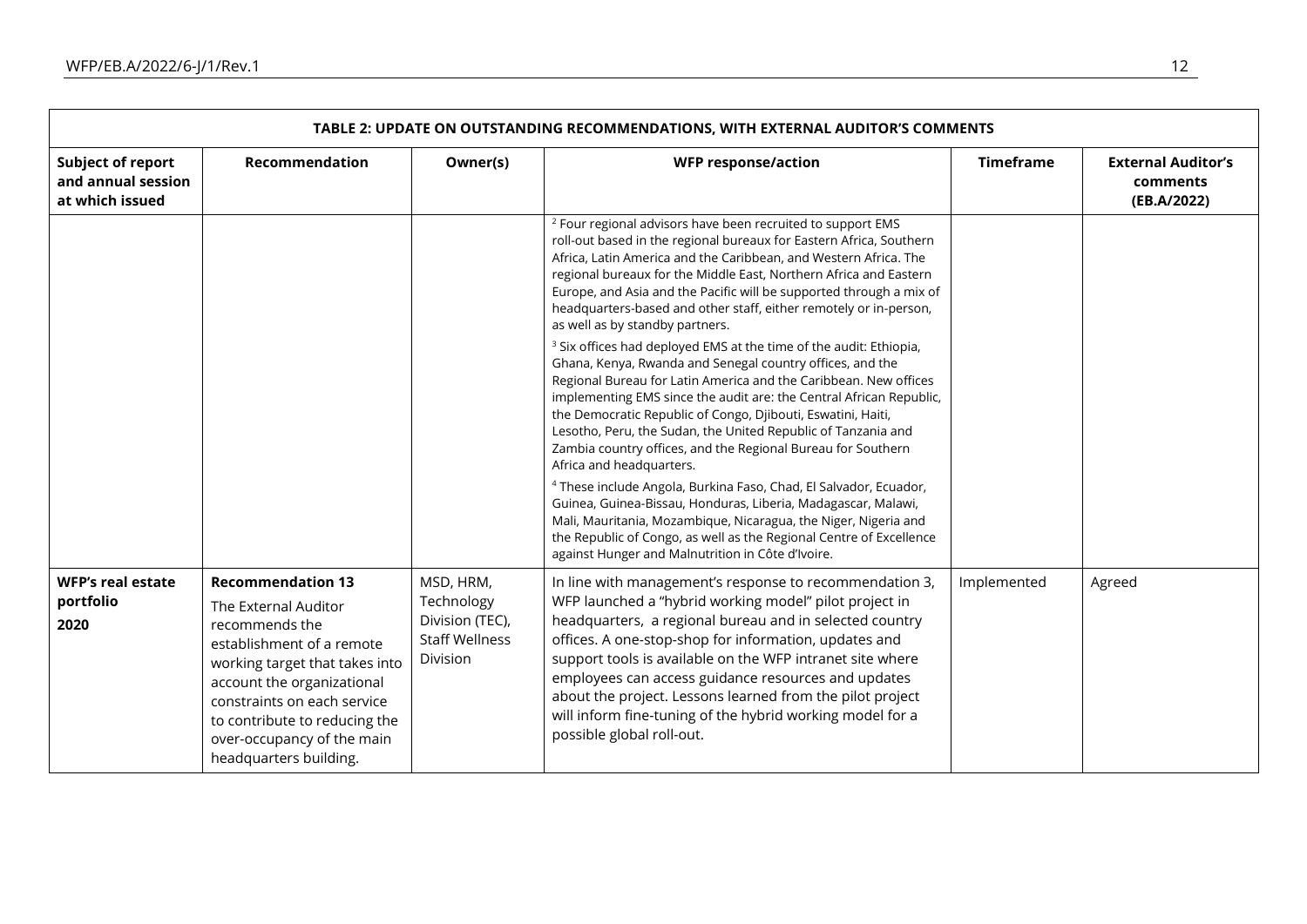| TABLE 2: UPDATE ON OUTSTANDING RECOMMENDATIONS, WITH EXTERNAL AUDITOR'S COMMENTS | | | | | |
|---|---|---|---|---|---|
| **Subject of report and annual session at which issued** | **Recommendation** | **Owner(s)** | **WFP response/action** | **Timeframe** | **External Auditor's comments (EB.A/2022)** |
| | | | [2] Four regional advisors have been recruited to support EMS roll-out based in the regional bureaux for Eastern Africa, Southern Africa, Latin America and the Caribbean, and Western Africa. The regional bureaux for the Middle East, Northern Africa and Eastern Europe, and Asia and the Pacific will be supported through a mix of headquarters-based and other staff, either remotely or in-person, as well as by standby partners.<br><br>[3] Six offices had deployed EMS at the time of the audit: Ethiopia, Ghana, Kenya, Rwanda and Senegal country offices, and the Regional Bureau for Latin America and the Caribbean. New offices implementing EMS since the audit are: the Central African Republic, the Democratic Republic of Congo, Djibouti, Eswatini, Haiti, Lesotho, Peru, the Sudan, the United Republic of Tanzania and Zambia country offices, and the Regional Bureau for Southern Africa and headquarters.<br><br>[4] These include Angola, Burkina Faso, Chad, El Salvador, Ecuador, Guinea, Guinea-Bissau, Honduras, Liberia, Madagascar, Malawi, Mali, Mauritania, Mozambique, Nicaragua, the Niger, Nigeria and the Republic of Congo, as well as the Regional Centre of Excellence against Hunger and Malnutrition in Côte d'Ivoire. | | |
| **WFP's real estate portfolio 2020** | **Recommendation 13**<br>The External Auditor recommends the establishment of a remote working target that takes into account the organizational constraints on each service to contribute to reducing the over-occupancy of the main headquarters building. | MSD, HRM, Technology Division (TEC), Staff Wellness Division | In line with management's response to recommendation 3, WFP launched a "hybrid working model" pilot project in headquarters, a regional bureau and in selected country offices. A one-stop-shop for information, updates and support tools is available on the WFP intranet site where employees can access guidance resources and updates about the project. Lessons learned from the pilot project will inform fine-tuning of the hybrid working model for a possible global roll-out. | Implemented | Agreed |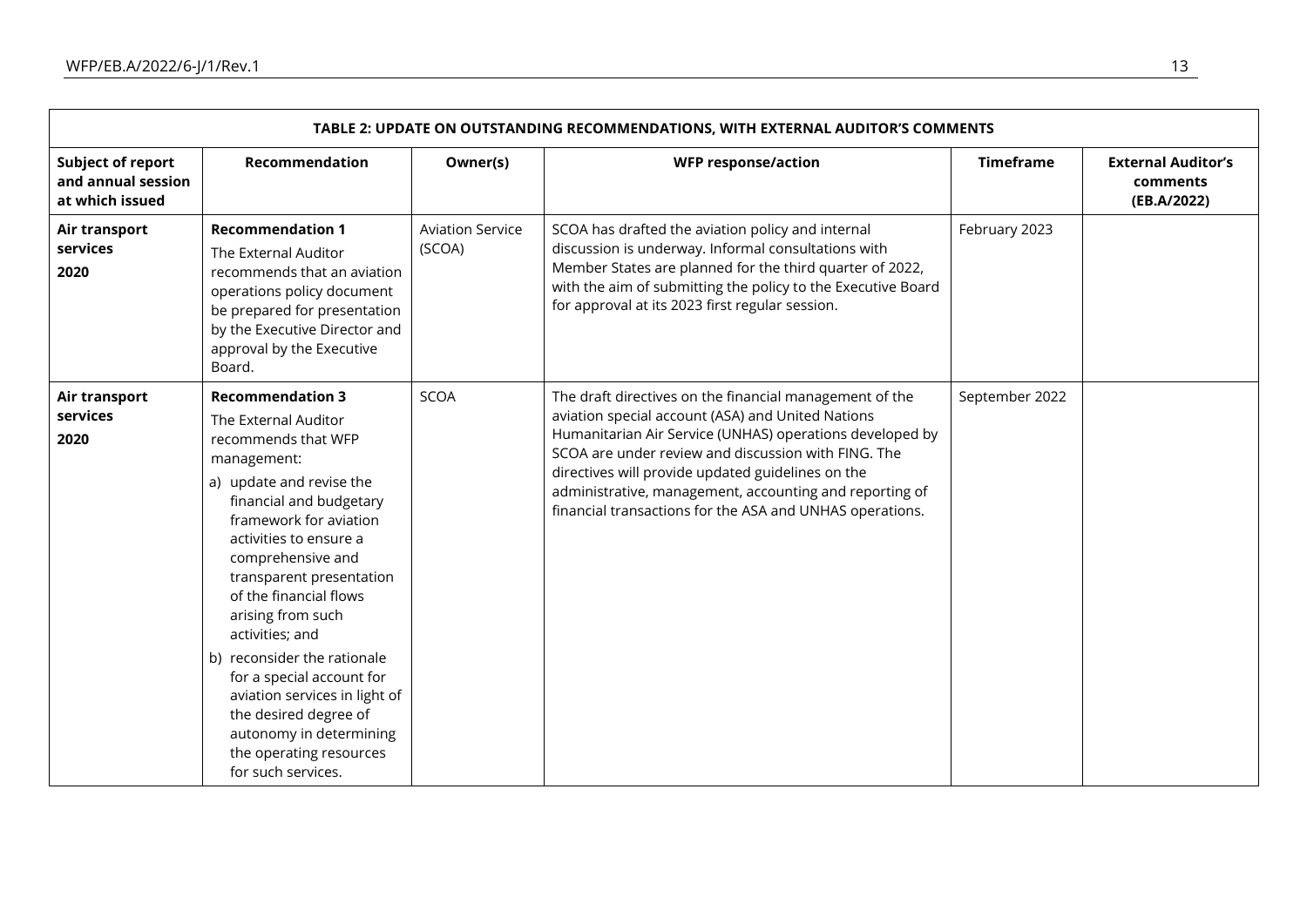| TABLE 2: UPDATE ON OUTSTANDING RECOMMENDATIONS, WITH EXTERNAL AUDITOR'S COMMENTS | | | | | |
|---|---|---|---|---|---|
| **Subject of report and annual session at which issued** | **Recommendation** | **Owner(s)** | **WFP response/action** | **Timeframe** | **External Auditor's comments (EB.A/2022)** |
| **Air transport services 2020** | **Recommendation 1** The External Auditor recommends that an aviation operations policy document be prepared for presentation by the Executive Director and approval by the Executive Board. | Aviation Service (SCOA) | SCOA has drafted the aviation policy and internal discussion is underway. Informal consultations with Member States are planned for the third quarter of 2022, with the aim of submitting the policy to the Executive Board for approval at its 2023 first regular session. | February 2023 | |
| **Air transport services 2020** | **Recommendation 3** The External Auditor recommends that WFP management: a) update and revise the financial and budgetary framework for aviation activities to ensure a comprehensive and transparent presentation of the financial flows arising from such activities; and b) reconsider the rationale for a special account for aviation services in light of the desired degree of autonomy in determining the operating resources for such services. | SCOA | The draft directives on the financial management of the aviation special account (ASA) and United Nations Humanitarian Air Service (UNHAS) operations developed by SCOA are under review and discussion with FING. The directives will provide updated guidelines on the administrative, management, accounting and reporting of financial transactions for the ASA and UNHAS operations. | September 2022 | |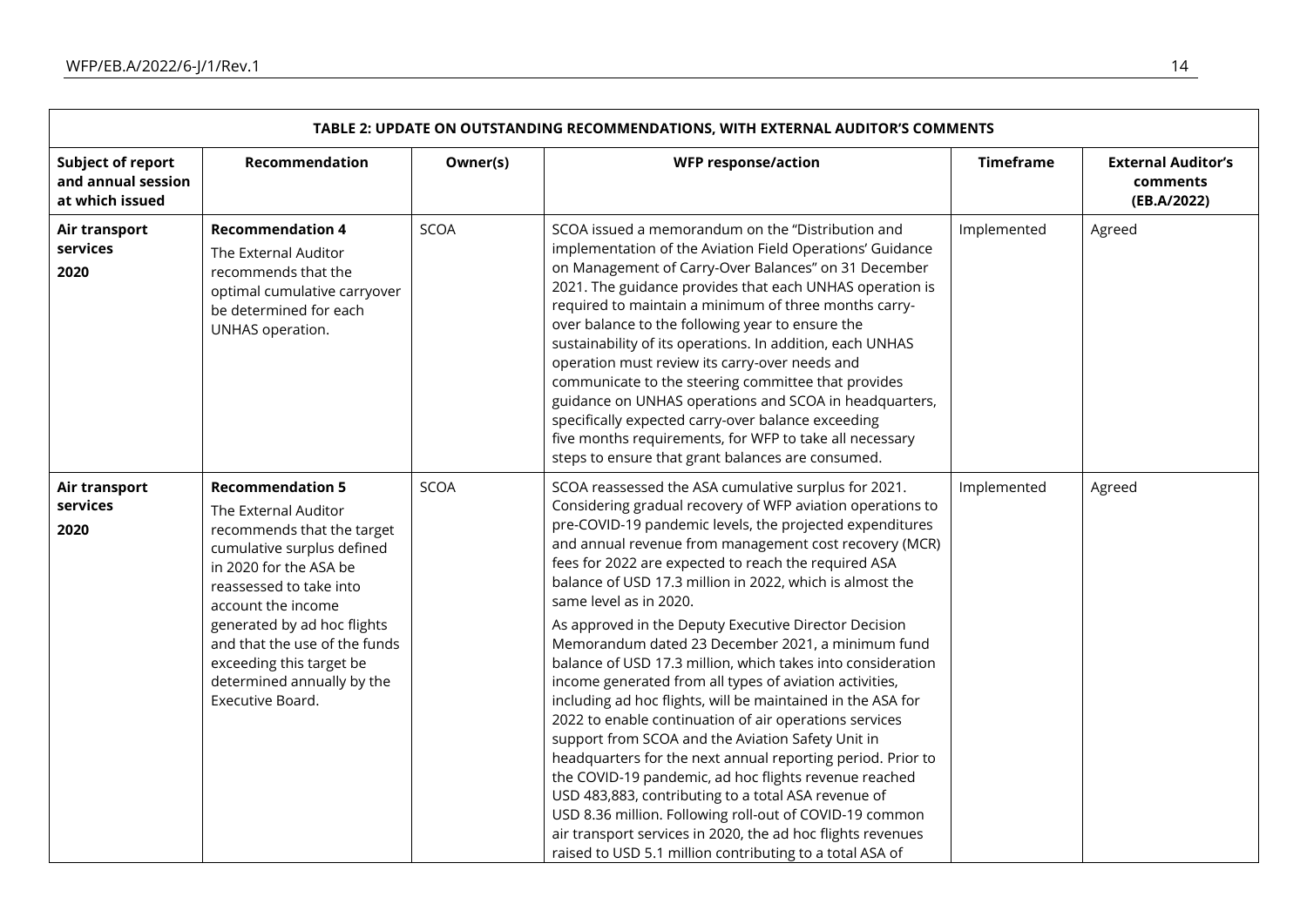**TABLE 2: UPDATE ON OUTSTANDING RECOMMENDATIONS, WITH EXTERNAL AUDITOR'S COMMENTS**

| Subject of report and annual session at which issued | Recommendation | Owner(s) | WFP response/action | Timeframe | External Auditor's comments (EB.A/2022) |
|---|---|---|---|---|---|
| **Air transport services 2020** | **Recommendation 4** The External Auditor recommends that the optimal cumulative carryover be determined for each UNHAS operation. | SCOA | SCOA issued a memorandum on the "Distribution and implementation of the Aviation Field Operations' Guidance on Management of Carry-Over Balances" on 31 December 2021. The guidance provides that each UNHAS operation is required to maintain a minimum of three months carry-over balance to the following year to ensure the sustainability of its operations. In addition, each UNHAS operation must review its carry-over needs and communicate to the steering committee that provides guidance on UNHAS operations and SCOA in headquarters, specifically expected carry-over balance exceeding five months requirements, for WFP to take all necessary steps to ensure that grant balances are consumed. | Implemented | Agreed |
| **Air transport services 2020** | **Recommendation 5** The External Auditor recommends that the target cumulative surplus defined in 2020 for the ASA be reassessed to take into account the income generated by ad hoc flights and that the use of the funds exceeding this target be determined annually by the Executive Board. | SCOA | SCOA reassessed the ASA cumulative surplus for 2021. Considering gradual recovery of WFP aviation operations to pre-COVID-19 pandemic levels, the projected expenditures and annual revenue from management cost recovery (MCR) fees for 2022 are expected to reach the required ASA balance of USD 17.3 million in 2022, which is almost the same level as in 2020.<br><br>As approved in the Deputy Executive Director Decision Memorandum dated 23 December 2021, a minimum fund balance of USD 17.3 million, which takes into consideration income generated from all types of aviation activities, including ad hoc flights, will be maintained in the ASA for 2022 to enable continuation of air operations services support from SCOA and the Aviation Safety Unit in headquarters for the next annual reporting period. Prior to the COVID-19 pandemic, ad hoc flights revenue reached USD 483,883, contributing to a total ASA revenue of USD 8.36 million. Following roll-out of COVID-19 common air transport services in 2020, the ad hoc flights revenues raised to USD 5.1 million contributing to a total ASA of | Implemented | Agreed |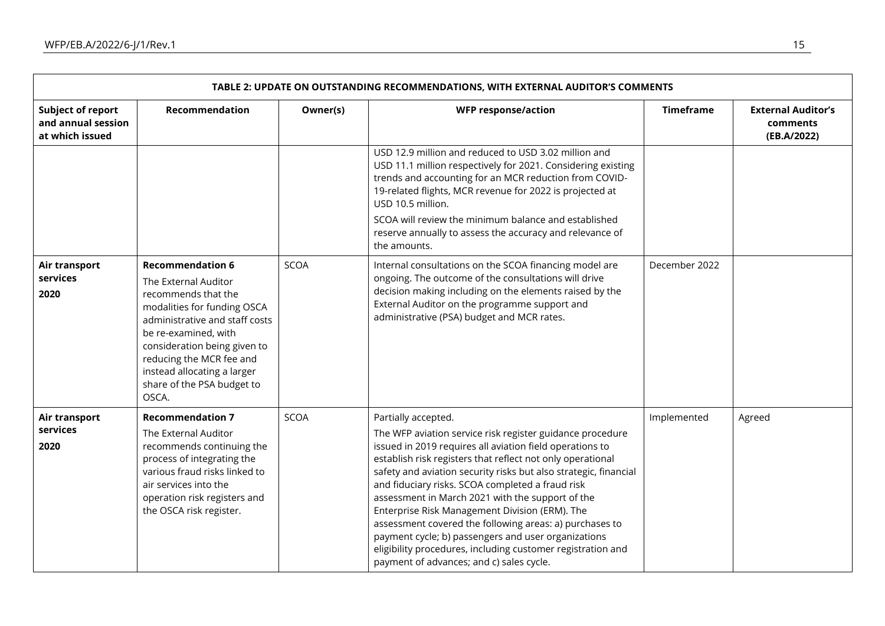| TABLE 2: UPDATE ON OUTSTANDING RECOMMENDATIONS, WITH EXTERNAL AUDITOR'S COMMENTS | | | | | |
|---|---|---|---|---|---|
| **Subject of report and annual session at which issued** | **Recommendation** | **Owner(s)** | **WFP response/action** | **Timeframe** | **External Auditor's comments (EB.A/2022)** |
| | | | USD 12.9 million and reduced to USD 3.02 million and USD 11.1 million respectively for 2021. Considering existing trends and accounting for an MCR reduction from COVID-19-related flights, MCR revenue for 2022 is projected at USD 10.5 million.<br><br>SCOA will review the minimum balance and established reserve annually to assess the accuracy and relevance of the amounts. | | |
| **Air transport services**<br>**2020** | **Recommendation 6**<br>The External Auditor recommends that the modalities for funding OSCA administrative and staff costs be re-examined, with consideration being given to reducing the MCR fee and instead allocating a larger share of the PSA budget to OSCA. | SCOA | Internal consultations on the SCOA financing model are ongoing. The outcome of the consultations will drive decision making including on the elements raised by the External Auditor on the programme support and administrative (PSA) budget and MCR rates. | December 2022 | |
| **Air transport services**<br>**2020** | **Recommendation 7**<br>The External Auditor recommends continuing the process of integrating the various fraud risks linked to air services into the operation risk registers and the OSCA risk register. | SCOA | Partially accepted.<br><br>The WFP aviation service risk register guidance procedure issued in 2019 requires all aviation field operations to establish risk registers that reflect not only operational safety and aviation security risks but also strategic, financial and fiduciary risks. SCOA completed a fraud risk assessment in March 2021 with the support of the Enterprise Risk Management Division (ERM). The assessment covered the following areas: a) purchases to payment cycle; b) passengers and user organizations eligibility procedures, including customer registration and payment of advances; and c) sales cycle. | Implemented | Agreed |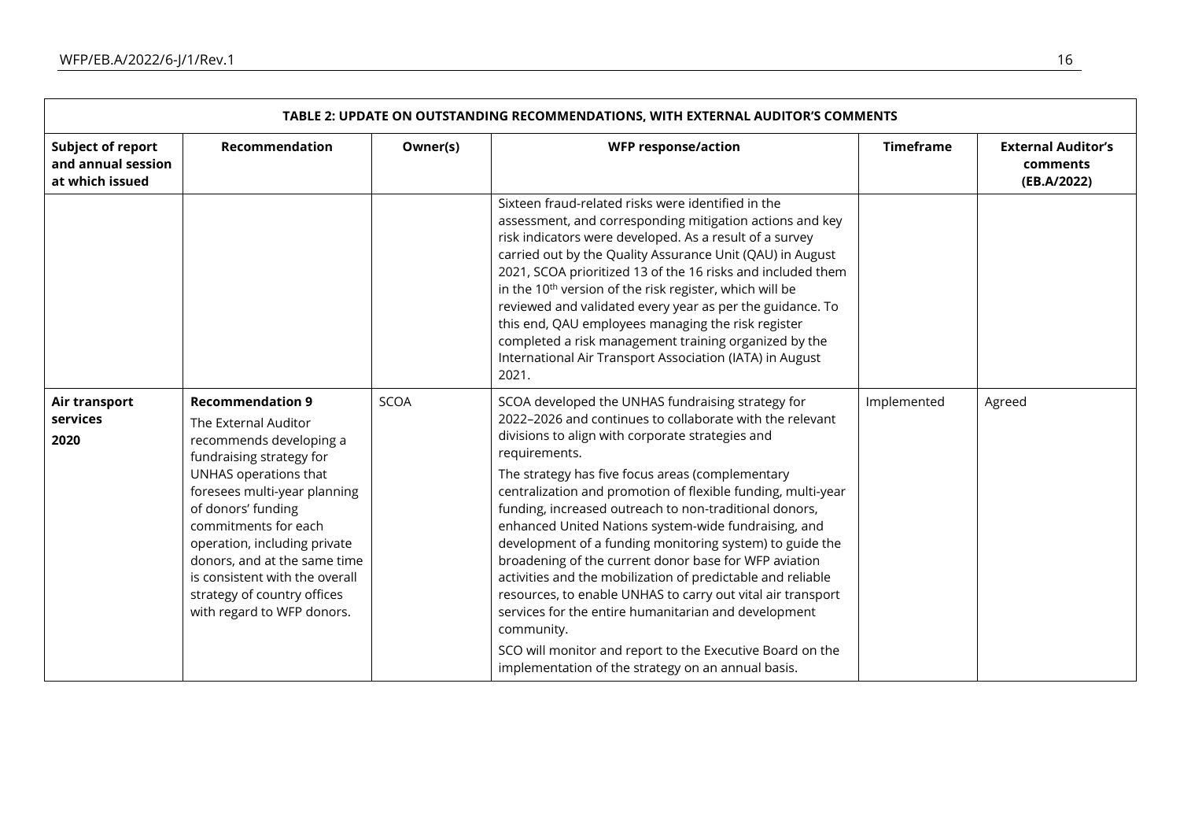| TABLE 2: UPDATE ON OUTSTANDING RECOMMENDATIONS, WITH EXTERNAL AUDITOR'S COMMENTS | | | | | |
|---|---|---|---|---|---|
| **Subject of report and annual session at which issued** | **Recommendation** | **Owner(s)** | **WFP response/action** | **Timeframe** | **External Auditor's comments (EB.A/2022)** |
| | | | Sixteen fraud-related risks were identified in the assessment, and corresponding mitigation actions and key risk indicators were developed. As a result of a survey carried out by the Quality Assurance Unit (QAU) in August 2021, SCOA prioritized 13 of the 16 risks and included them in the 10th version of the risk register, which will be reviewed and validated every year as per the guidance. To this end, QAU employees managing the risk register completed a risk management training organized by the International Air Transport Association (IATA) in August 2021. | | |
| **Air transport services 2020** | **Recommendation 9** The External Auditor recommends developing a fundraising strategy for UNHAS operations that foresees multi-year planning of donors' funding commitments for each operation, including private donors, and at the same time is consistent with the overall strategy of country offices with regard to WFP donors. | SCOA | SCOA developed the UNHAS fundraising strategy for 2022–2026 and continues to collaborate with the relevant divisions to align with corporate strategies and requirements. The strategy has five focus areas (complementary centralization and promotion of flexible funding, multi-year funding, increased outreach to non-traditional donors, enhanced United Nations system-wide fundraising, and development of a funding monitoring system) to guide the broadening of the current donor base for WFP aviation activities and the mobilization of predictable and reliable resources, to enable UNHAS to carry out vital air transport services for the entire humanitarian and development community. SCO will monitor and report to the Executive Board on the implementation of the strategy on an annual basis. | Implemented | Agreed |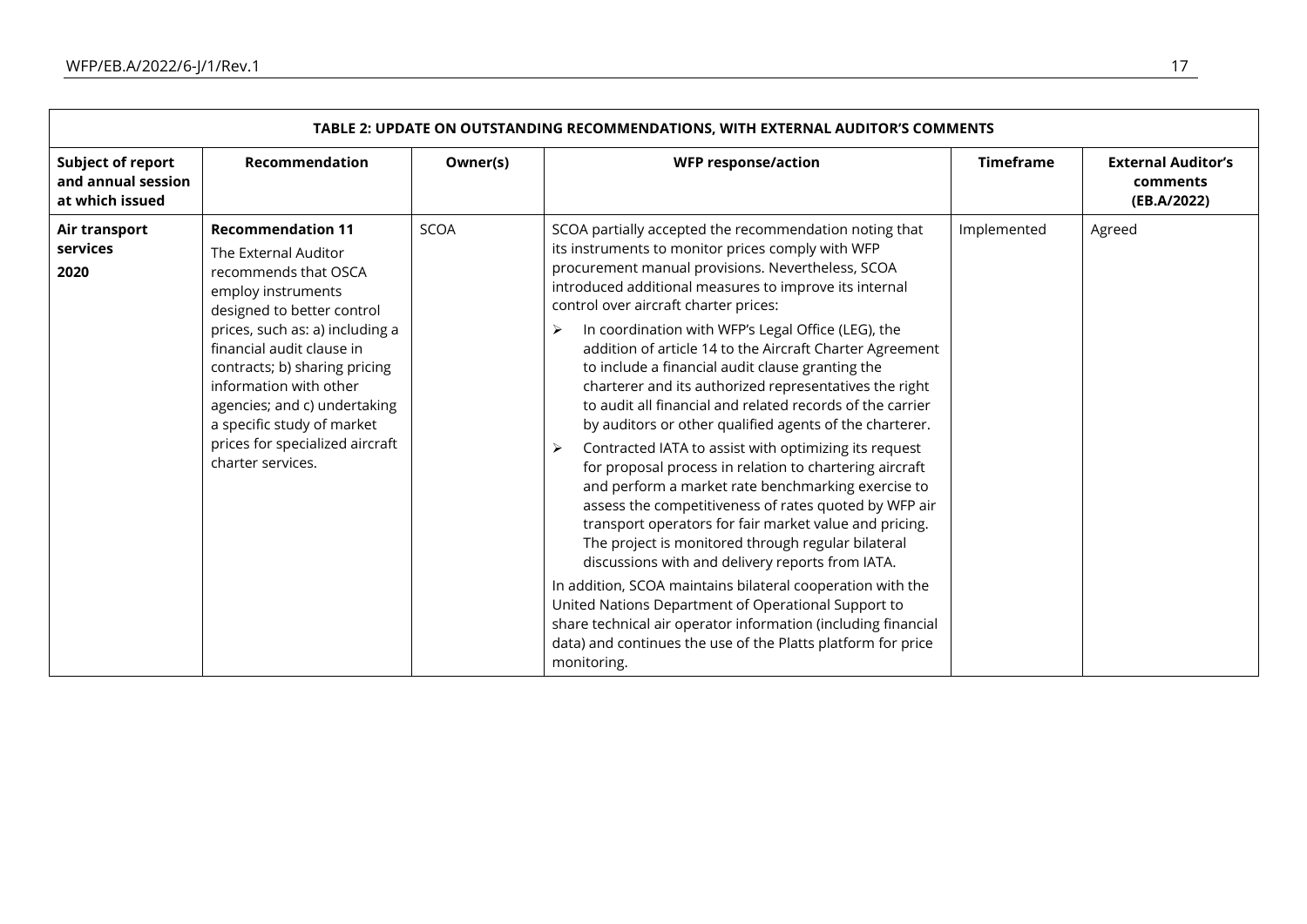| TABLE 2: UPDATE ON OUTSTANDING RECOMMENDATIONS, WITH EXTERNAL AUDITOR'S COMMENTS | | | | | |
|---|---|---|---|---|---|
| **Subject of report and annual session at which issued** | **Recommendation** | **Owner(s)** | **WFP response/action** | **Timeframe** | **External Auditor's comments (EB.A/2022)** |
| **Air transport services 2020** | **Recommendation 11** The External Auditor recommends that OSCA employ instruments designed to better control prices, such as: a) including a financial audit clause in contracts; b) sharing pricing information with other agencies; and c) undertaking a specific study of market prices for specialized aircraft charter services. | SCOA | SCOA partially accepted the recommendation noting that its instruments to monitor prices comply with WFP procurement manual provisions. Nevertheless, SCOA introduced additional measures to improve its internal control over aircraft charter prices:<br>➢ In coordination with WFP's Legal Office (LEG), the addition of article 14 to the Aircraft Charter Agreement to include a financial audit clause granting the charterer and its authorized representatives the right to audit all financial and related records of the carrier by auditors or other qualified agents of the charterer.<br>➢ Contracted IATA to assist with optimizing its request for proposal process in relation to chartering aircraft and perform a market rate benchmarking exercise to assess the competitiveness of rates quoted by WFP air transport operators for fair market value and pricing. The project is monitored through regular bilateral discussions with and delivery reports from IATA.<br>In addition, SCOA maintains bilateral cooperation with the United Nations Department of Operational Support to share technical air operator information (including financial data) and continues the use of the Platts platform for price monitoring. | Implemented | Agreed |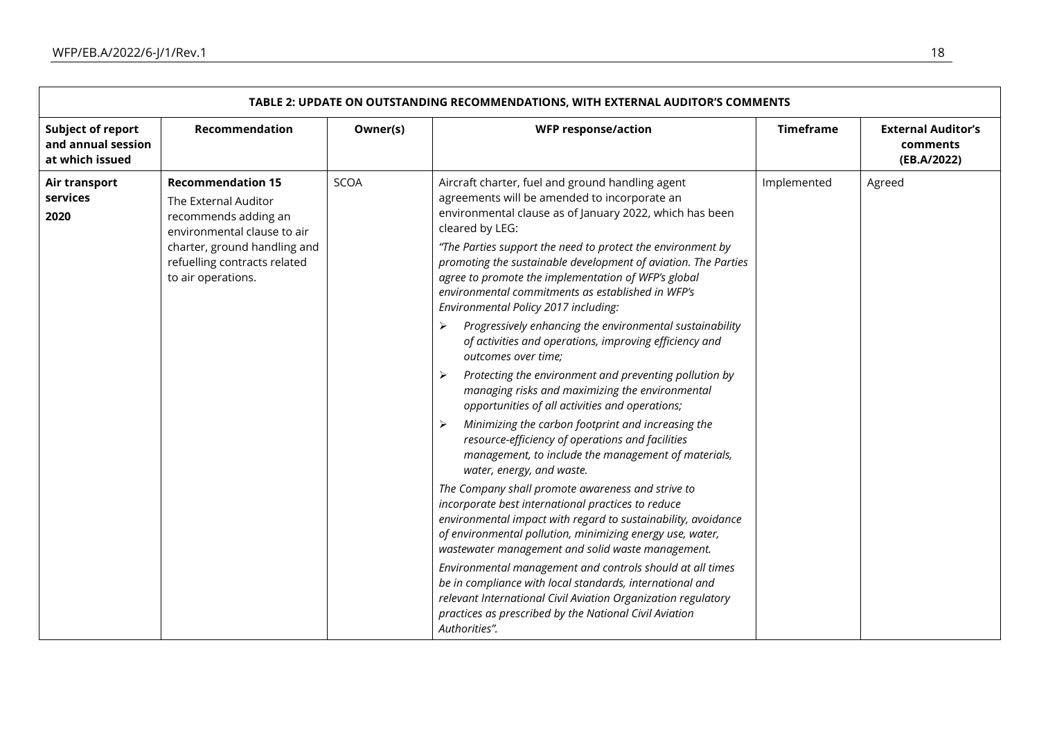| TABLE 2: UPDATE ON OUTSTANDING RECOMMENDATIONS, WITH EXTERNAL AUDITOR'S COMMENTS | | | | | |
|---|---|---|---|---|---|
| **Subject of report and annual session at which issued** | **Recommendation** | **Owner(s)** | **WFP response/action** | **Timeframe** | **External Auditor's comments (EB.A/2022)** |
| **Air transport services 2020** | **Recommendation 15** The External Auditor recommends adding an environmental clause to air charter, ground handling and refuelling contracts related to air operations. | SCOA | Aircraft charter, fuel and ground handling agent agreements will be amended to incorporate an environmental clause as of January 2022, which has been cleared by LEG: *"The Parties support the need to protect the environment by promoting the sustainable development of aviation. The Parties agree to promote the implementation of WFP's global environmental commitments as established in WFP's Environmental Policy 2017 including:* ➢ *Progressively enhancing the environmental sustainability of activities and operations, improving efficiency and outcomes over time;* ➢ *Protecting the environment and preventing pollution by managing risks and maximizing the environmental opportunities of all activities and operations;* ➢ *Minimizing the carbon footprint and increasing the resource-efficiency of operations and facilities management, to include the management of materials, water, energy, and waste.* *The Company shall promote awareness and strive to incorporate best international practices to reduce environmental impact with regard to sustainability, avoidance of environmental pollution, minimizing energy use, water, wastewater management and solid waste management.* *Environmental management and controls should at all times be in compliance with local standards, international and relevant International Civil Aviation Organization regulatory practices as prescribed by the National Civil Aviation Authorities".* | Implemented | Agreed |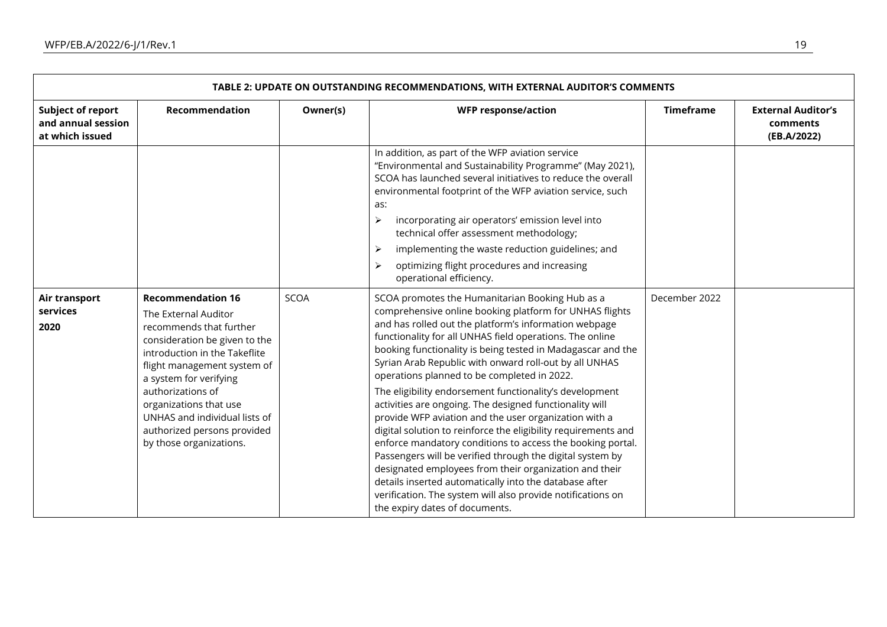| TABLE 2: UPDATE ON OUTSTANDING RECOMMENDATIONS, WITH EXTERNAL AUDITOR'S COMMENTS | | | | | |
|---|---|---|---|---|---|
| **Subject of report and annual session at which issued** | **Recommendation** | **Owner(s)** | **WFP response/action** | **Timeframe** | **External Auditor's comments (EB.A/2022)** |
| | | | In addition, as part of the WFP aviation service "Environmental and Sustainability Programme" (May 2021), SCOA has launched several initiatives to reduce the overall environmental footprint of the WFP aviation service, such as:<br>➢ incorporating air operators' emission level into technical offer assessment methodology;<br>➢ implementing the waste reduction guidelines; and<br>➢ optimizing flight procedures and increasing operational efficiency. | | |
| **Air transport services**<br>**2020** | **Recommendation 16**<br>The External Auditor recommends that further consideration be given to the introduction in the Takeflite flight management system of a system for verifying authorizations of organizations that use UNHAS and individual lists of authorized persons provided by those organizations. | SCOA | SCOA promotes the Humanitarian Booking Hub as a comprehensive online booking platform for UNHAS flights and has rolled out the platform's information webpage functionality for all UNHAS field operations. The online booking functionality is being tested in Madagascar and the Syrian Arab Republic with onward roll-out by all UNHAS operations planned to be completed in 2022.<br>The eligibility endorsement functionality's development activities are ongoing. The designed functionality will provide WFP aviation and the user organization with a digital solution to reinforce the eligibility requirements and enforce mandatory conditions to access the booking portal. Passengers will be verified through the digital system by designated employees from their organization and their details inserted automatically into the database after verification. The system will also provide notifications on the expiry dates of documents. | December 2022 | |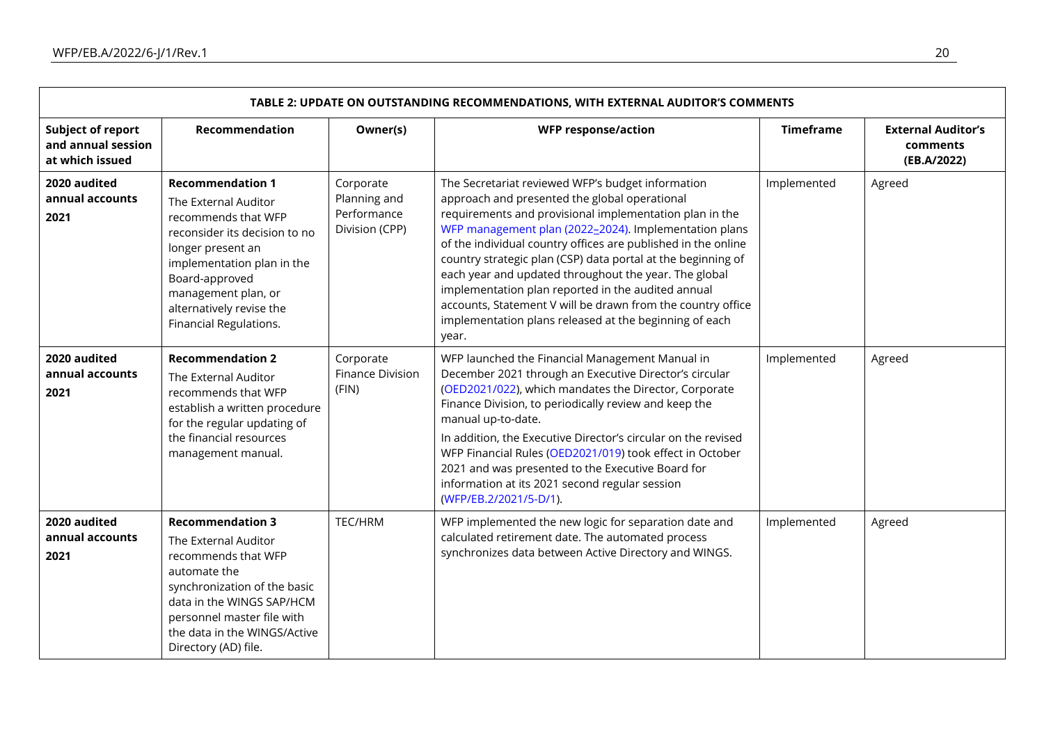| TABLE 2: UPDATE ON OUTSTANDING RECOMMENDATIONS, WITH EXTERNAL AUDITOR'S COMMENTS | | | | | |
|---|---|---|---|---|---|
| **Subject of report and annual session at which issued** | **Recommendation** | **Owner(s)** | **WFP response/action** | **Timeframe** | **External Auditor's comments (EB.A/2022)** |
| **2020 audited annual accounts 2021** | **Recommendation 1** The External Auditor recommends that WFP reconsider its decision to no longer present an implementation plan in the Board-approved management plan, or alternatively revise the Financial Regulations. | Corporate Planning and Performance Division (CPP) | The Secretariat reviewed WFP's budget information approach and presented the global operational requirements and provisional implementation plan in the WFP management plan (2022–2024). Implementation plans of the individual country offices are published in the online country strategic plan (CSP) data portal at the beginning of each year and updated throughout the year. The global implementation plan reported in the audited annual accounts, Statement V will be drawn from the country office implementation plans released at the beginning of each year. | Implemented | Agreed |
| **2020 audited annual accounts 2021** | **Recommendation 2** The External Auditor recommends that WFP establish a written procedure for the regular updating of the financial resources management manual. | Corporate Finance Division (FIN) | WFP launched the Financial Management Manual in December 2021 through an Executive Director's circular (OED2021/022), which mandates the Director, Corporate Finance Division, to periodically review and keep the manual up-to-date.<br>In addition, the Executive Director's circular on the revised WFP Financial Rules (OED2021/019) took effect in October 2021 and was presented to the Executive Board for information at its 2021 second regular session (WFP/EB.2/2021/5-D/1). | Implemented | Agreed |
| **2020 audited annual accounts 2021** | **Recommendation 3** The External Auditor recommends that WFP automate the synchronization of the basic data in the WINGS SAP/HCM personnel master file with the data in the WINGS/Active Directory (AD) file. | TEC/HRM | WFP implemented the new logic for separation date and calculated retirement date. The automated process synchronizes data between Active Directory and WINGS. | Implemented | Agreed |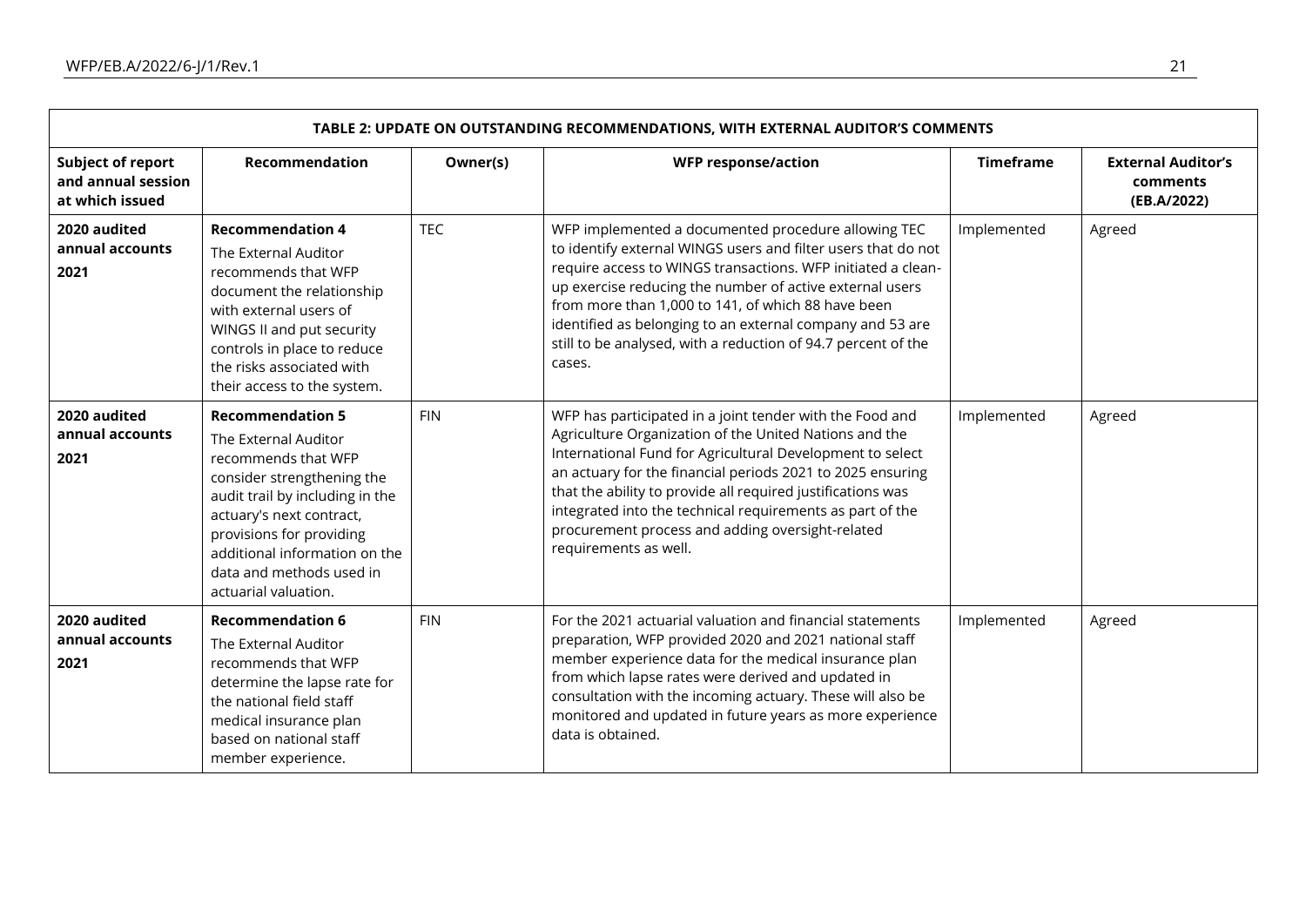| TABLE 2: UPDATE ON OUTSTANDING RECOMMENDATIONS, WITH EXTERNAL AUDITOR'S COMMENTS | | | | | |
|---|---|---|---|---|---|
| **Subject of report and annual session at which issued** | **Recommendation** | **Owner(s)** | **WFP response/action** | **Timeframe** | **External Auditor's comments (EB.A/2022)** |
| **2020 audited annual accounts 2021** | **Recommendation 4** The External Auditor recommends that WFP document the relationship with external users of WINGS II and put security controls in place to reduce the risks associated with their access to the system. | TEC | WFP implemented a documented procedure allowing TEC to identify external WINGS users and filter users that do not require access to WINGS transactions. WFP initiated a clean-up exercise reducing the number of active external users from more than 1,000 to 141, of which 88 have been identified as belonging to an external company and 53 are still to be analysed, with a reduction of 94.7 percent of the cases. | Implemented | Agreed |
| **2020 audited annual accounts 2021** | **Recommendation 5** The External Auditor recommends that WFP consider strengthening the audit trail by including in the actuary's next contract, provisions for providing additional information on the data and methods used in actuarial valuation. | FIN | WFP has participated in a joint tender with the Food and Agriculture Organization of the United Nations and the International Fund for Agricultural Development to select an actuary for the financial periods 2021 to 2025 ensuring that the ability to provide all required justifications was integrated into the technical requirements as part of the procurement process and adding oversight-related requirements as well. | Implemented | Agreed |
| **2020 audited annual accounts 2021** | **Recommendation 6** The External Auditor recommends that WFP determine the lapse rate for the national field staff medical insurance plan based on national staff member experience. | FIN | For the 2021 actuarial valuation and financial statements preparation, WFP provided 2020 and 2021 national staff member experience data for the medical insurance plan from which lapse rates were derived and updated in consultation with the incoming actuary. These will also be monitored and updated in future years as more experience data is obtained. | Implemented | Agreed |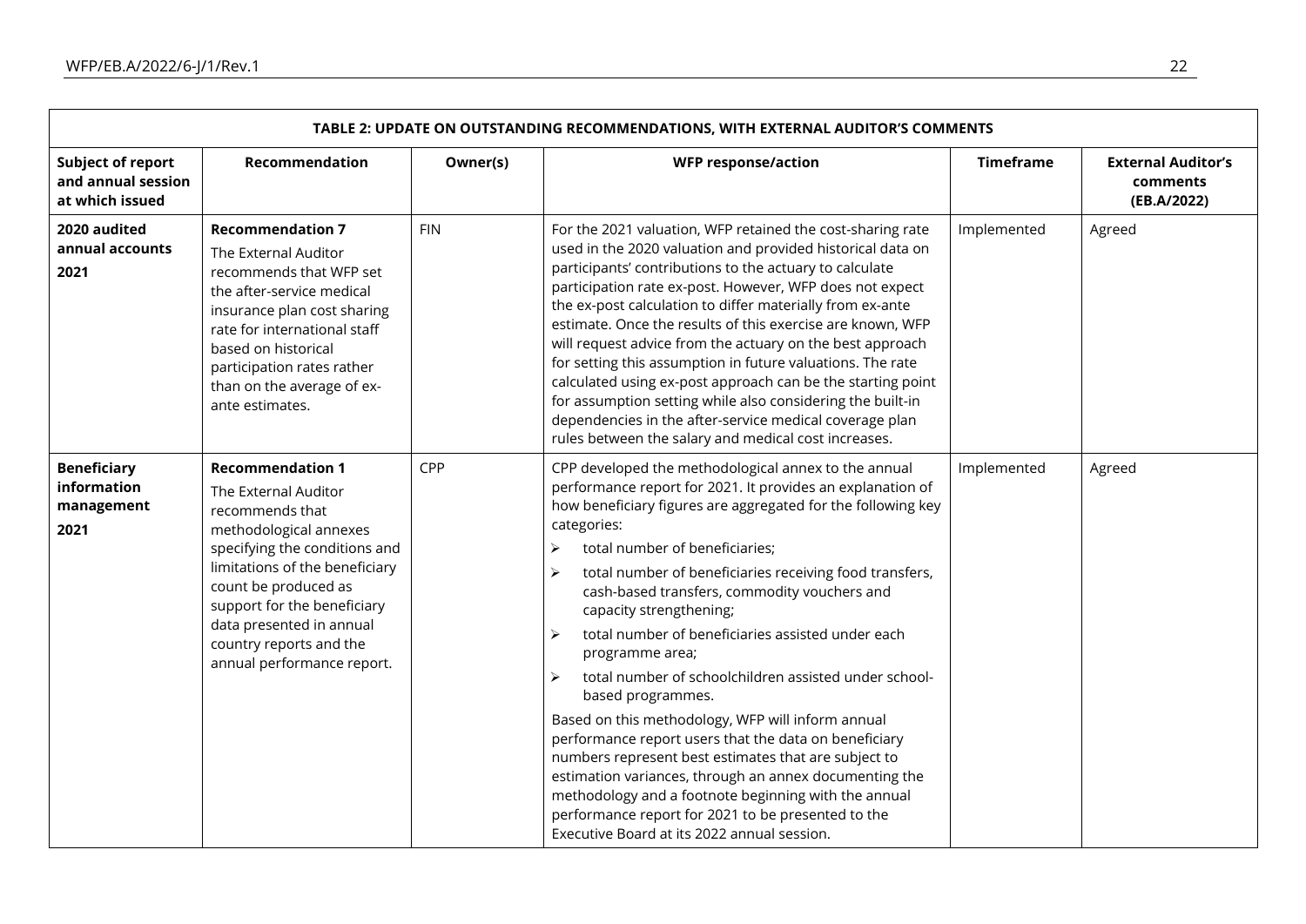| TABLE 2: UPDATE ON OUTSTANDING RECOMMENDATIONS, WITH EXTERNAL AUDITOR'S COMMENTS | | | | | |
|---|---|---|---|---|---|
| **Subject of report and annual session at which issued** | **Recommendation** | **Owner(s)** | **WFP response/action** | **Timeframe** | **External Auditor's comments (EB.A/2022)** |
| **2020 audited annual accounts 2021** | **Recommendation 7** The External Auditor recommends that WFP set the after-service medical insurance plan cost sharing rate for international staff based on historical participation rates rather than on the average of ex-ante estimates. | FIN | For the 2021 valuation, WFP retained the cost-sharing rate used in the 2020 valuation and provided historical data on participants' contributions to the actuary to calculate participation rate ex-post. However, WFP does not expect the ex-post calculation to differ materially from ex-ante estimate. Once the results of this exercise are known, WFP will request advice from the actuary on the best approach for setting this assumption in future valuations. The rate calculated using ex-post approach can be the starting point for assumption setting while also considering the built-in dependencies in the after-service medical coverage plan rules between the salary and medical cost increases. | Implemented | Agreed |
| **Beneficiary information management 2021** | **Recommendation 1** The External Auditor recommends that methodological annexes specifying the conditions and limitations of the beneficiary count be produced as support for the beneficiary data presented in annual country reports and the annual performance report. | CPP | CPP developed the methodological annex to the annual performance report for 2021. It provides an explanation of how beneficiary figures are aggregated for the following key categories:<br>➢ total number of beneficiaries;<br>➢ total number of beneficiaries receiving food transfers, cash-based transfers, commodity vouchers and capacity strengthening;<br>➢ total number of beneficiaries assisted under each programme area;<br>➢ total number of schoolchildren assisted under school-based programmes.<br>Based on this methodology, WFP will inform annual performance report users that the data on beneficiary numbers represent best estimates that are subject to estimation variances, through an annex documenting the methodology and a footnote beginning with the annual performance report for 2021 to be presented to the Executive Board at its 2022 annual session. | Implemented | Agreed |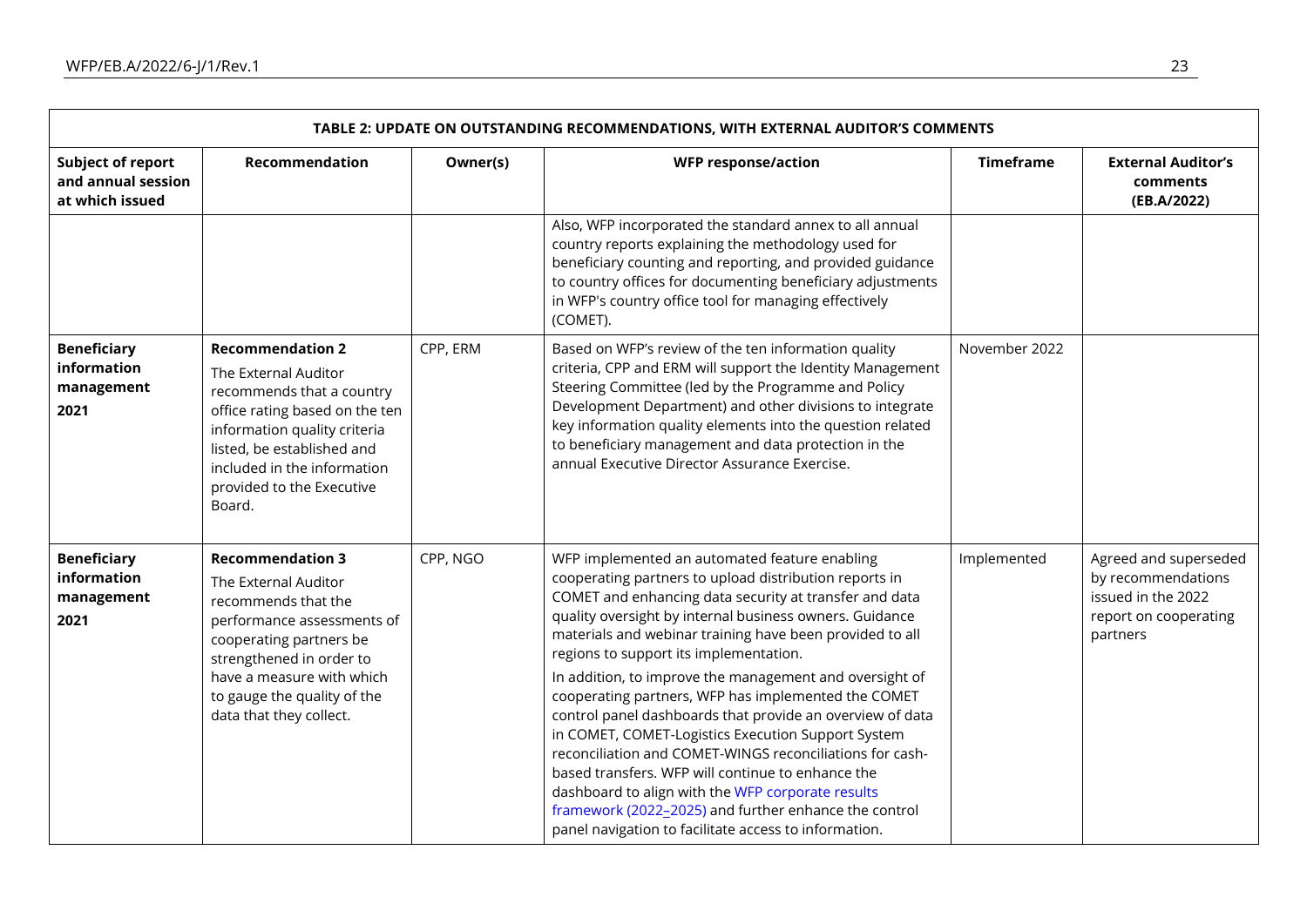| TABLE 2: UPDATE ON OUTSTANDING RECOMMENDATIONS, WITH EXTERNAL AUDITOR'S COMMENTS | | | | | |
|---|---|---|---|---|---|
| **Subject of report and annual session at which issued** | **Recommendation** | **Owner(s)** | **WFP response/action** | **Timeframe** | **External Auditor's comments (EB.A/2022)** |
| | | | Also, WFP incorporated the standard annex to all annual country reports explaining the methodology used for beneficiary counting and reporting, and provided guidance to country offices for documenting beneficiary adjustments in WFP's country office tool for managing effectively (COMET). | | |
| **Beneficiary information management 2021** | **Recommendation 2** The External Auditor recommends that a country office rating based on the ten information quality criteria listed, be established and included in the information provided to the Executive Board. | CPP, ERM | Based on WFP's review of the ten information quality criteria, CPP and ERM will support the Identity Management Steering Committee (led by the Programme and Policy Development Department) and other divisions to integrate key information quality elements into the question related to beneficiary management and data protection in the annual Executive Director Assurance Exercise. | November 2022 | |
| **Beneficiary information management 2021** | **Recommendation 3** The External Auditor recommends that the performance assessments of cooperating partners be strengthened in order to have a measure with which to gauge the quality of the data that they collect. | CPP, NGO | WFP implemented an automated feature enabling cooperating partners to upload distribution reports in COMET and enhancing data security at transfer and data quality oversight by internal business owners. Guidance materials and webinar training have been provided to all regions to support its implementation. In addition, to improve the management and oversight of cooperating partners, WFP has implemented the COMET control panel dashboards that provide an overview of data in COMET, COMET-Logistics Execution Support System reconciliation and COMET-WINGS reconciliations for cash-based transfers. WFP will continue to enhance the dashboard to align with the WFP corporate results framework (2022–2025) and further enhance the control panel navigation to facilitate access to information. | Implemented | Agreed and superseded by recommendations issued in the 2022 report on cooperating partners |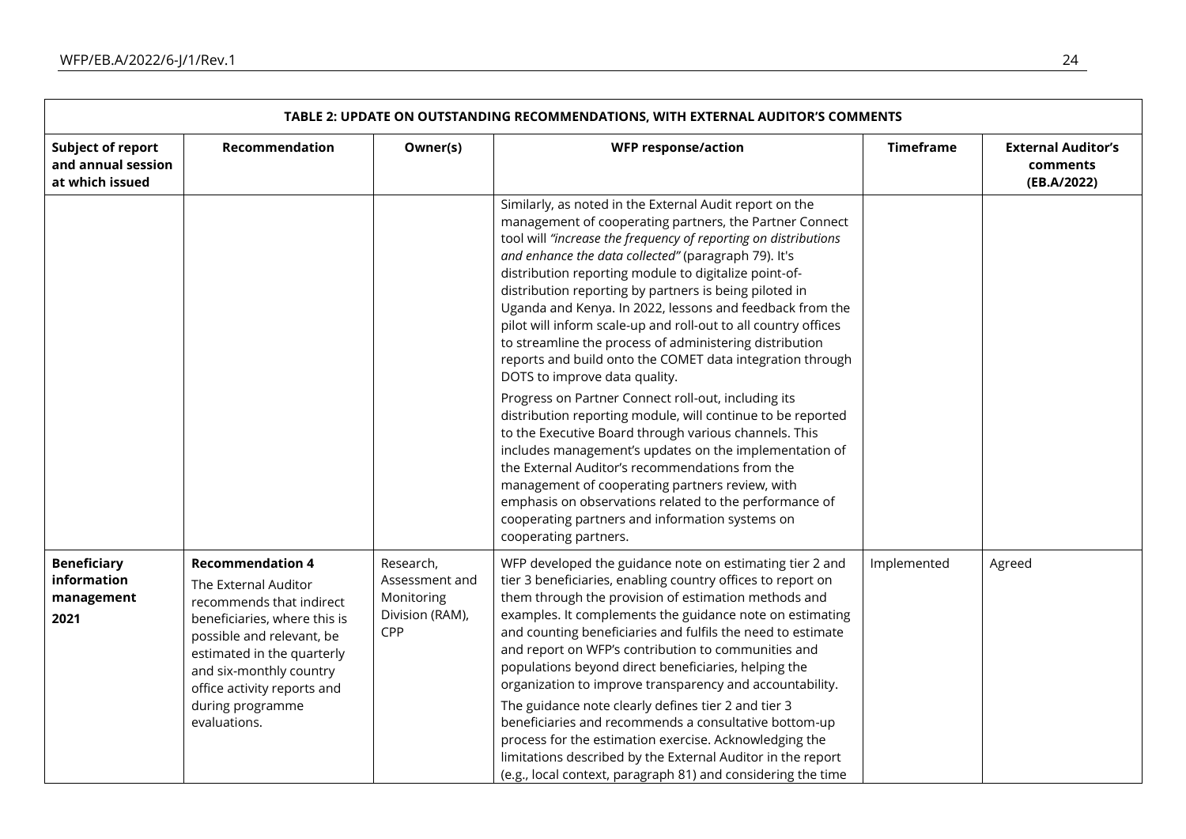| TABLE 2: UPDATE ON OUTSTANDING RECOMMENDATIONS, WITH EXTERNAL AUDITOR'S COMMENTS | | | | | |
|---|---|---|---|---|---|
| **Subject of report and annual session at which issued** | **Recommendation** | **Owner(s)** | **WFP response/action** | **Timeframe** | **External Auditor's comments (EB.A/2022)** |
| | | | Similarly, as noted in the External Audit report on the management of cooperating partners, the Partner Connect tool will *"increase the frequency of reporting on distributions and enhance the data collected"* (paragraph 79). It's distribution reporting module to digitalize point-of-distribution reporting by partners is being piloted in Uganda and Kenya. In 2022, lessons and feedback from the pilot will inform scale-up and roll-out to all country offices to streamline the process of administering distribution reports and build onto the COMET data integration through DOTS to improve data quality.<br><br>Progress on Partner Connect roll-out, including its distribution reporting module, will continue to be reported to the Executive Board through various channels. This includes management's updates on the implementation of the External Auditor's recommendations from the management of cooperating partners review, with emphasis on observations related to the performance of cooperating partners and information systems on cooperating partners. | | |
| **Beneficiary information management 2021** | **Recommendation 4**<br>The External Auditor recommends that indirect beneficiaries, where this is possible and relevant, be estimated in the quarterly and six-monthly country office activity reports and during programme evaluations. | Research, Assessment and Monitoring Division (RAM), CPP | WFP developed the guidance note on estimating tier 2 and tier 3 beneficiaries, enabling country offices to report on them through the provision of estimation methods and examples. It complements the guidance note on estimating and counting beneficiaries and fulfils the need to estimate and report on WFP's contribution to communities and populations beyond direct beneficiaries, helping the organization to improve transparency and accountability.<br><br>The guidance note clearly defines tier 2 and tier 3 beneficiaries and recommends a consultative bottom-up process for the estimation exercise. Acknowledging the limitations described by the External Auditor in the report (e.g., local context, paragraph 81) and considering the time | Implemented | Agreed |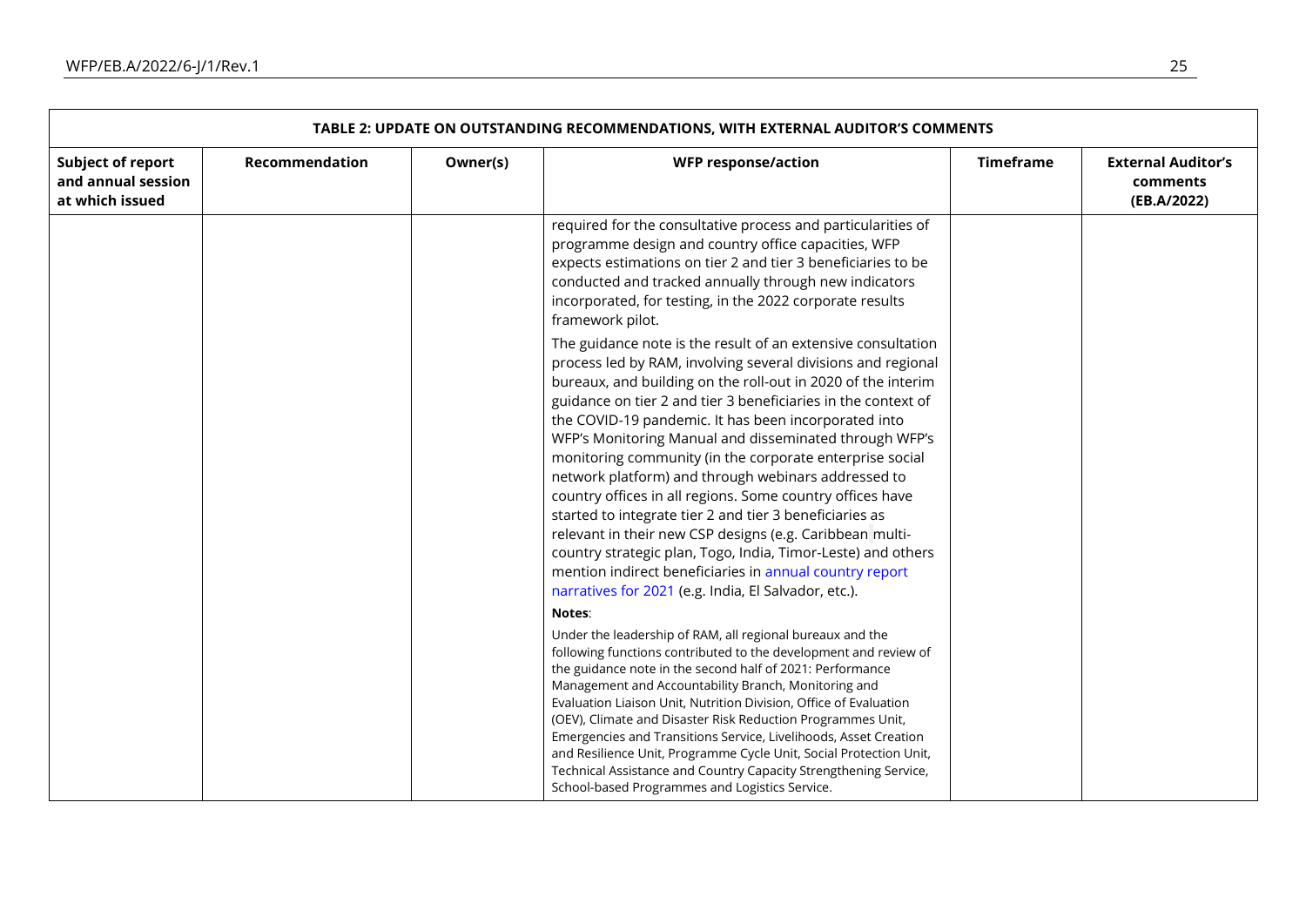| TABLE 2: UPDATE ON OUTSTANDING RECOMMENDATIONS, WITH EXTERNAL AUDITOR'S COMMENTS | | | | | |
|---|---|---|---|---|---|
| **Subject of report and annual session at which issued** | **Recommendation** | **Owner(s)** | **WFP response/action** | **Timeframe** | **External Auditor's comments (EB.A/2022)** |
| | | | required for the consultative process and particularities of programme design and country office capacities, WFP expects estimations on tier 2 and tier 3 beneficiaries to be conducted and tracked annually through new indicators incorporated, for testing, in the 2022 corporate results framework pilot.<br><br>The guidance note is the result of an extensive consultation process led by RAM, involving several divisions and regional bureaux, and building on the roll-out in 2020 of the interim guidance on tier 2 and tier 3 beneficiaries in the context of the COVID-19 pandemic. It has been incorporated into WFP's Monitoring Manual and disseminated through WFP's monitoring community (in the corporate enterprise social network platform) and through webinars addressed to country offices in all regions. Some country offices have started to integrate tier 2 and tier 3 beneficiaries as relevant in their new CSP designs (e.g. Caribbean multi-country strategic plan, Togo, India, Timor-Leste) and others mention indirect beneficiaries in annual country report narratives for 2021 (e.g. India, El Salvador, etc.).<br><br>**Notes**:<br><br>Under the leadership of RAM, all regional bureaux and the following functions contributed to the development and review of the guidance note in the second half of 2021: Performance Management and Accountability Branch, Monitoring and Evaluation Liaison Unit, Nutrition Division, Office of Evaluation (OEV), Climate and Disaster Risk Reduction Programmes Unit, Emergencies and Transitions Service, Livelihoods, Asset Creation and Resilience Unit, Programme Cycle Unit, Social Protection Unit, Technical Assistance and Country Capacity Strengthening Service, School-based Programmes and Logistics Service. | | |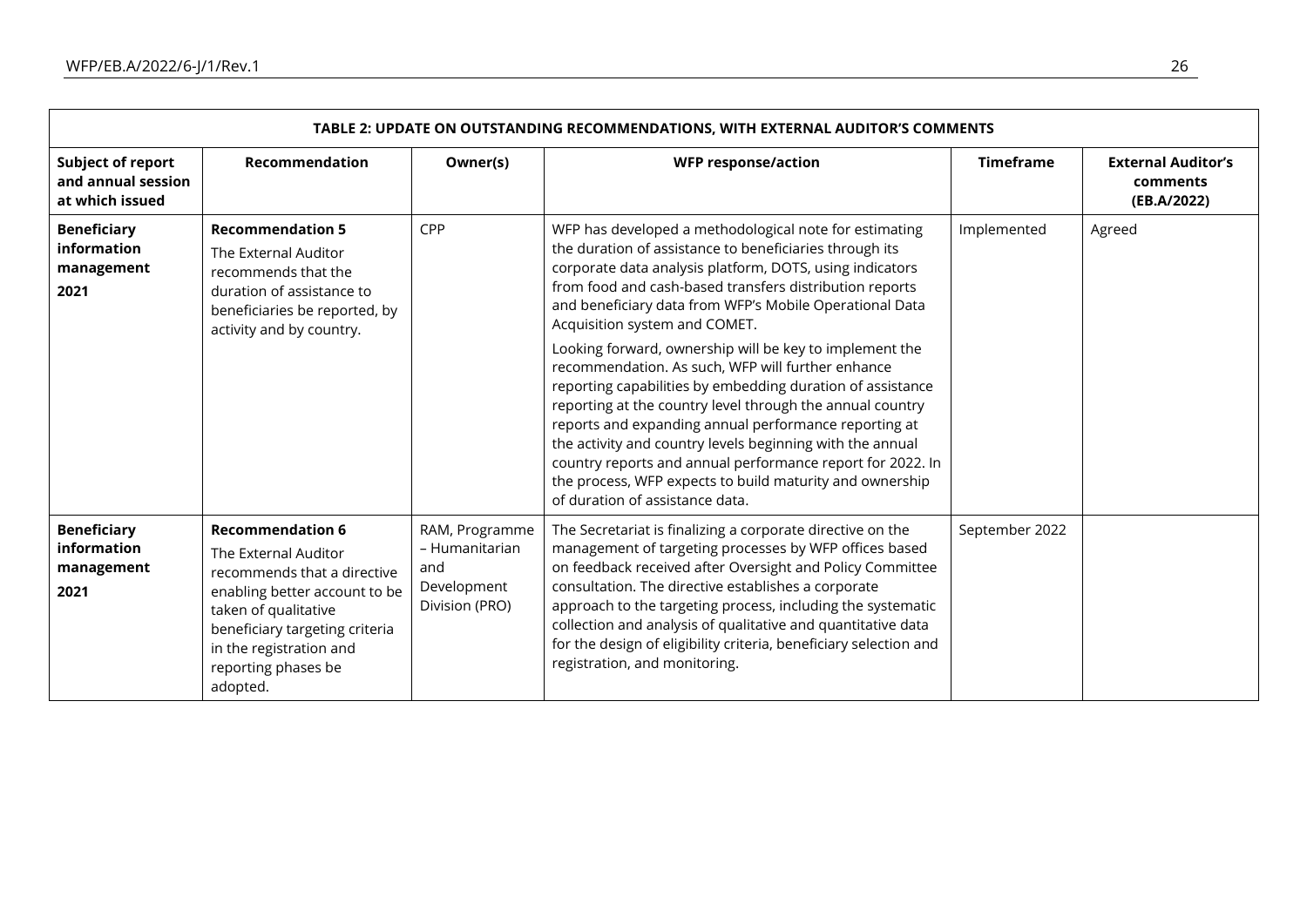**TABLE 2: UPDATE ON OUTSTANDING RECOMMENDATIONS, WITH EXTERNAL AUDITOR'S COMMENTS**

| Subject of report and annual session at which issued | Recommendation | Owner(s) | WFP response/action | Timeframe | External Auditor's comments (EB.A/2022) |
|---|---|---|---|---|---|
| **Beneficiary information management 2021** | **Recommendation 5** The External Auditor recommends that the duration of assistance to beneficiaries be reported, by activity and by country. | CPP | WFP has developed a methodological note for estimating the duration of assistance to beneficiaries through its corporate data analysis platform, DOTS, using indicators from food and cash-based transfers distribution reports and beneficiary data from WFP's Mobile Operational Data Acquisition system and COMET.<br><br>Looking forward, ownership will be key to implement the recommendation. As such, WFP will further enhance reporting capabilities by embedding duration of assistance reporting at the country level through the annual country reports and expanding annual performance reporting at the activity and country levels beginning with the annual country reports and annual performance report for 2022. In the process, WFP expects to build maturity and ownership of duration of assistance data. | Implemented | Agreed |
| **Beneficiary information management 2021** | **Recommendation 6** The External Auditor recommends that a directive enabling better account to be taken of qualitative beneficiary targeting criteria in the registration and reporting phases be adopted. | RAM, Programme – Humanitarian and Development Division (PRO) | The Secretariat is finalizing a corporate directive on the management of targeting processes by WFP offices based on feedback received after Oversight and Policy Committee consultation. The directive establishes a corporate approach to the targeting process, including the systematic collection and analysis of qualitative and quantitative data for the design of eligibility criteria, beneficiary selection and registration, and monitoring. | September 2022 | |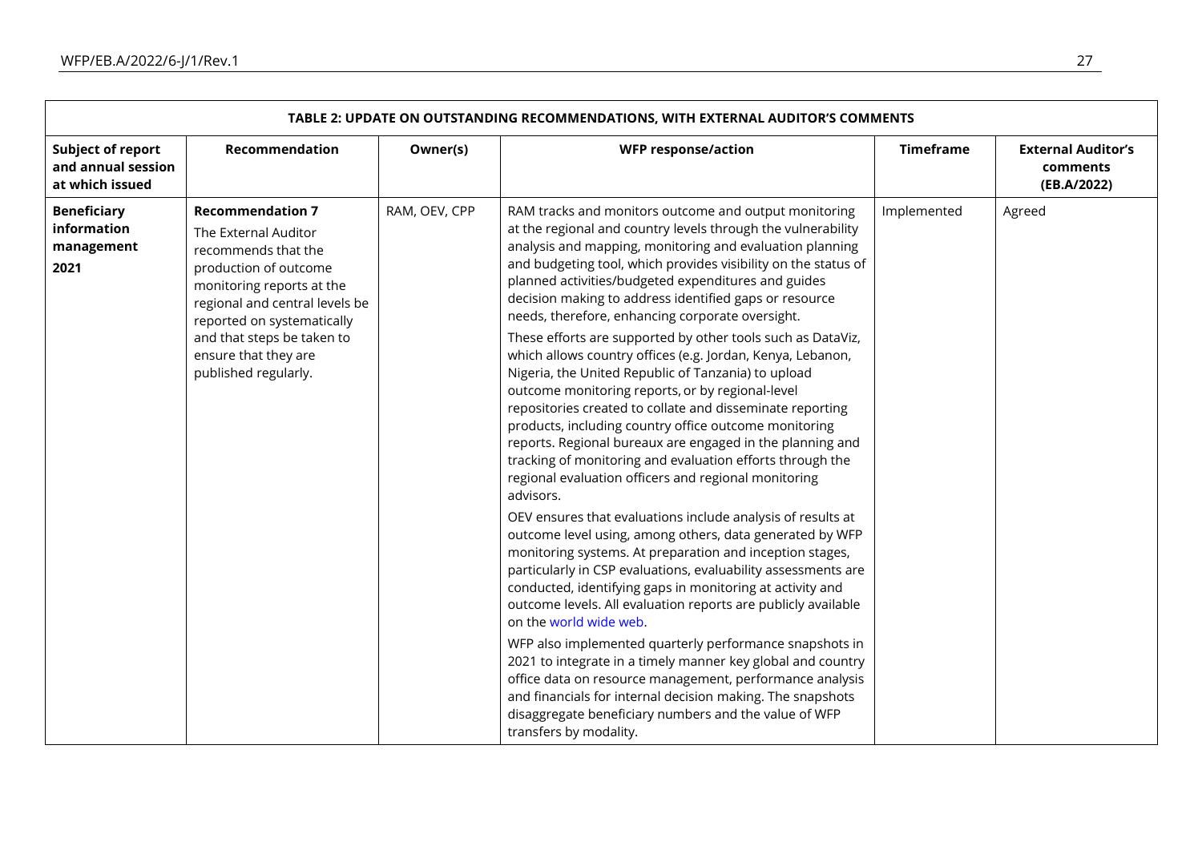| TABLE 2: UPDATE ON OUTSTANDING RECOMMENDATIONS, WITH EXTERNAL AUDITOR'S COMMENTS | | | | | |
|---|---|---|---|---|---|
| **Subject of report and annual session at which issued** | **Recommendation** | **Owner(s)** | **WFP response/action** | **Timeframe** | **External Auditor's comments (EB.A/2022)** |
| **Beneficiary information management 2021** | **Recommendation 7** The External Auditor recommends that the production of outcome monitoring reports at the regional and central levels be reported on systematically and that steps be taken to ensure that they are published regularly. | RAM, OEV, CPP | RAM tracks and monitors outcome and output monitoring at the regional and country levels through the vulnerability analysis and mapping, monitoring and evaluation planning and budgeting tool, which provides visibility on the status of planned activities/budgeted expenditures and guides decision making to address identified gaps or resource needs, therefore, enhancing corporate oversight.<br><br>These efforts are supported by other tools such as DataViz, which allows country offices (e.g. Jordan, Kenya, Lebanon, Nigeria, the United Republic of Tanzania) to upload outcome monitoring reports, or by regional-level repositories created to collate and disseminate reporting products, including country office outcome monitoring reports. Regional bureaux are engaged in the planning and tracking of monitoring and evaluation efforts through the regional evaluation officers and regional monitoring advisors.<br><br>OEV ensures that evaluations include analysis of results at outcome level using, among others, data generated by WFP monitoring systems. At preparation and inception stages, particularly in CSP evaluations, evaluability assessments are conducted, identifying gaps in monitoring at activity and outcome levels. All evaluation reports are publicly available on the world wide web.<br><br>WFP also implemented quarterly performance snapshots in 2021 to integrate in a timely manner key global and country office data on resource management, performance analysis and financials for internal decision making. The snapshots disaggregate beneficiary numbers and the value of WFP transfers by modality. | Implemented | Agreed |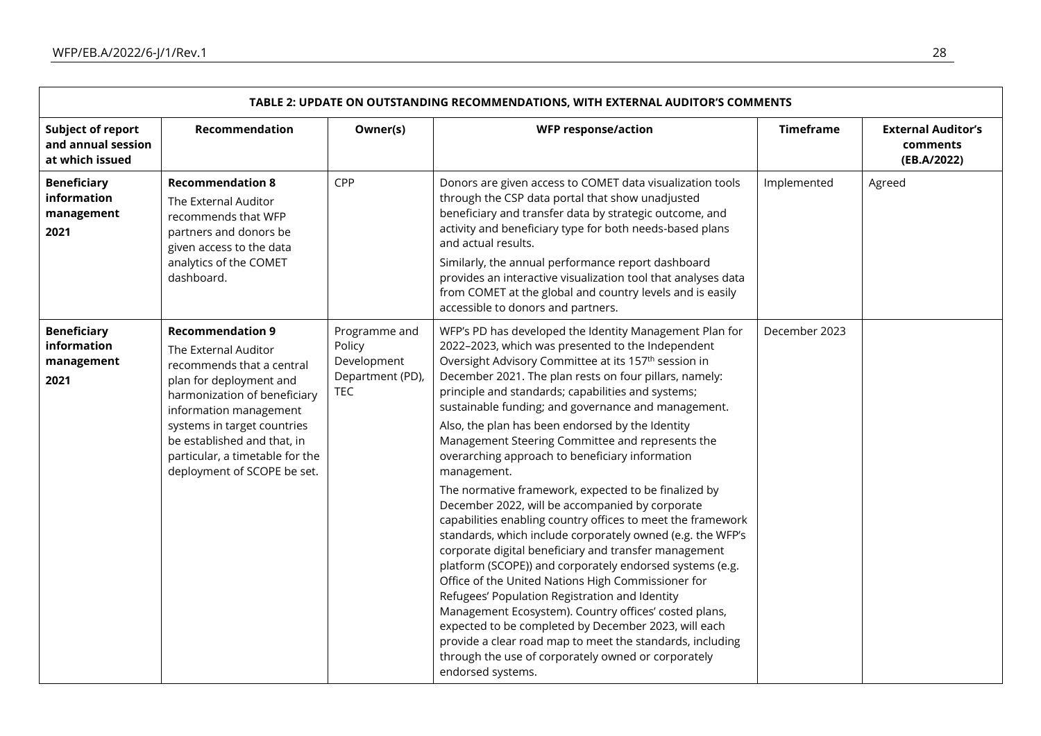| TABLE 2: UPDATE ON OUTSTANDING RECOMMENDATIONS, WITH EXTERNAL AUDITOR'S COMMENTS | | | | | |
|---|---|---|---|---|---|
| **Subject of report and annual session at which issued** | **Recommendation** | **Owner(s)** | **WFP response/action** | **Timeframe** | **External Auditor's comments (EB.A/2022)** |
| **Beneficiary information management 2021** | **Recommendation 8** The External Auditor recommends that WFP partners and donors be given access to the data analytics of the COMET dashboard. | CPP | Donors are given access to COMET data visualization tools through the CSP data portal that show unadjusted beneficiary and transfer data by strategic outcome, and activity and beneficiary type for both needs-based plans and actual results. Similarly, the annual performance report dashboard provides an interactive visualization tool that analyses data from COMET at the global and country levels and is easily accessible to donors and partners. | Implemented | Agreed |
| **Beneficiary information management 2021** | **Recommendation 9** The External Auditor recommends that a central plan for deployment and harmonization of beneficiary information management systems in target countries be established and that, in particular, a timetable for the deployment of SCOPE be set. | Programme and Policy Development Department (PD), TEC | WFP's PD has developed the Identity Management Plan for 2022–2023, which was presented to the Independent Oversight Advisory Committee at its 157th session in December 2021. The plan rests on four pillars, namely: principle and standards; capabilities and systems; sustainable funding; and governance and management. Also, the plan has been endorsed by the Identity Management Steering Committee and represents the overarching approach to beneficiary information management. The normative framework, expected to be finalized by December 2022, will be accompanied by corporate capabilities enabling country offices to meet the framework standards, which include corporately owned (e.g. the WFP's corporate digital beneficiary and transfer management platform (SCOPE)) and corporately endorsed systems (e.g. Office of the United Nations High Commissioner for Refugees' Population Registration and Identity Management Ecosystem). Country offices' costed plans, expected to be completed by December 2023, will each provide a clear road map to meet the standards, including through the use of corporately owned or corporately endorsed systems. | December 2023 | |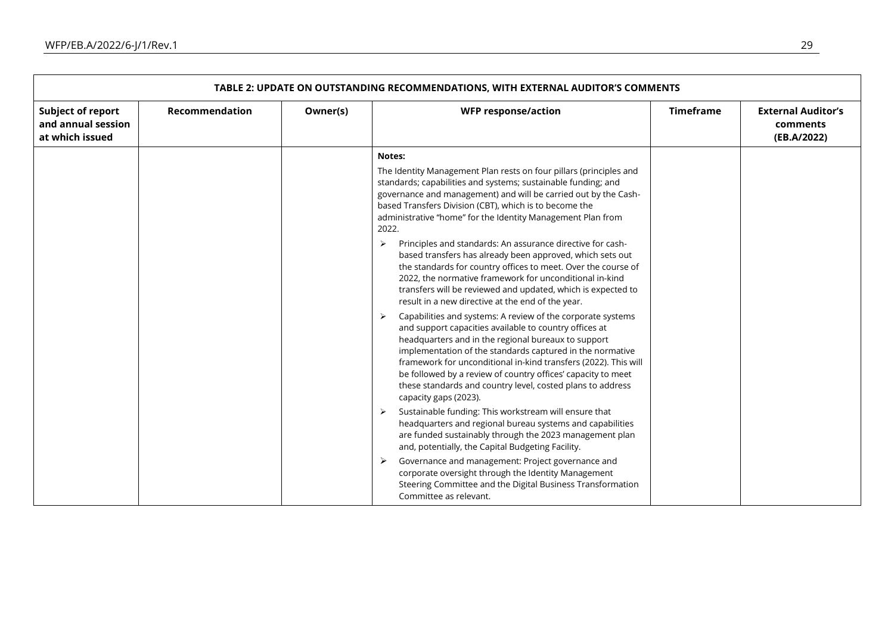| TABLE 2: UPDATE ON OUTSTANDING RECOMMENDATIONS, WITH EXTERNAL AUDITOR'S COMMENTS | | | | | |
|---|---|---|---|---|---|
| **Subject of report and annual session at which issued** | **Recommendation** | **Owner(s)** | **WFP response/action** | **Timeframe** | **External Auditor's comments (EB.A/2022)** |
| | | | **Notes:**<br>The Identity Management Plan rests on four pillars (principles and standards; capabilities and systems; sustainable funding; and governance and management) and will be carried out by the Cash-based Transfers Division (CBT), which is to become the administrative "home" for the Identity Management Plan from 2022.<br>➢ Principles and standards: An assurance directive for cash-based transfers has already been approved, which sets out the standards for country offices to meet. Over the course of 2022, the normative framework for unconditional in-kind transfers will be reviewed and updated, which is expected to result in a new directive at the end of the year.<br>➢ Capabilities and systems: A review of the corporate systems and support capacities available to country offices at headquarters and in the regional bureaux to support implementation of the standards captured in the normative framework for unconditional in-kind transfers (2022). This will be followed by a review of country offices' capacity to meet these standards and country level, costed plans to address capacity gaps (2023).<br>➢ Sustainable funding: This workstream will ensure that headquarters and regional bureau systems and capabilities are funded sustainably through the 2023 management plan and, potentially, the Capital Budgeting Facility.<br>➢ Governance and management: Project governance and corporate oversight through the Identity Management Steering Committee and the Digital Business Transformation Committee as relevant. | | |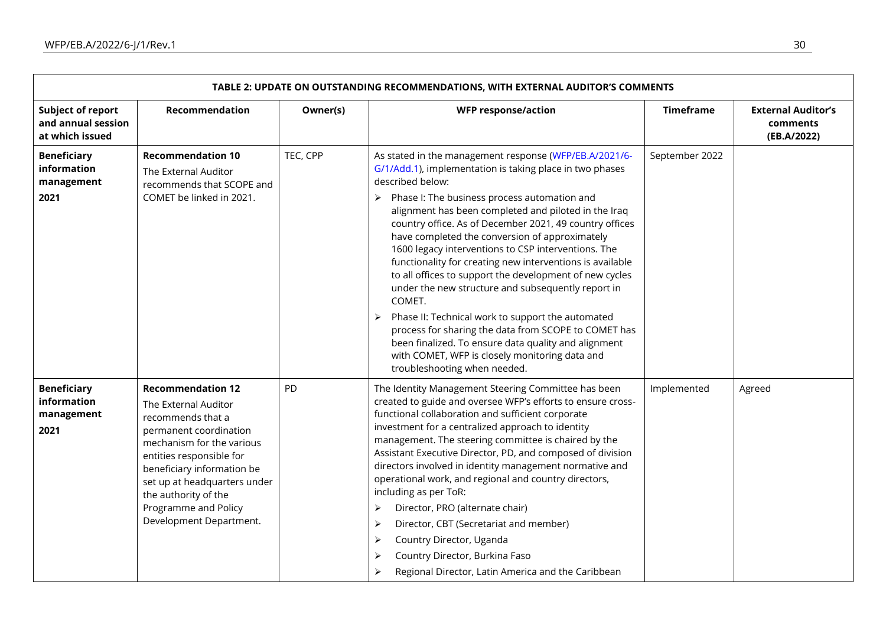| TABLE 2: UPDATE ON OUTSTANDING RECOMMENDATIONS, WITH EXTERNAL AUDITOR'S COMMENTS | | | | | |
|---|---|---|---|---|---|
| **Subject of report and annual session at which issued** | **Recommendation** | **Owner(s)** | **WFP response/action** | **Timeframe** | **External Auditor's comments (EB.A/2022)** |
| **Beneficiary information management 2021** | **Recommendation 10** The External Auditor recommends that SCOPE and COMET be linked in 2021. | TEC, CPP | As stated in the management response (WFP/EB.A/2021/6-G/1/Add.1), implementation is taking place in two phases described below:<br>➢ Phase I: The business process automation and alignment has been completed and piloted in the Iraq country office. As of December 2021, 49 country offices have completed the conversion of approximately 1600 legacy interventions to CSP interventions. The functionality for creating new interventions is available to all offices to support the development of new cycles under the new structure and subsequently report in COMET.<br>➢ Phase II: Technical work to support the automated process for sharing the data from SCOPE to COMET has been finalized. To ensure data quality and alignment with COMET, WFP is closely monitoring data and troubleshooting when needed. | September 2022 | |
| **Beneficiary information management 2021** | **Recommendation 12** The External Auditor recommends that a permanent coordination mechanism for the various entities responsible for beneficiary information be set up at headquarters under the authority of the Programme and Policy Development Department. | PD | The Identity Management Steering Committee has been created to guide and oversee WFP's efforts to ensure cross-functional collaboration and sufficient corporate investment for a centralized approach to identity management. The steering committee is chaired by the Assistant Executive Director, PD, and composed of division directors involved in identity management normative and operational work, and regional and country directors, including as per ToR:<br>➢ Director, PRO (alternate chair)<br>➢ Director, CBT (Secretariat and member)<br>➢ Country Director, Uganda<br>➢ Country Director, Burkina Faso<br>➢ Regional Director, Latin America and the Caribbean | Implemented | Agreed |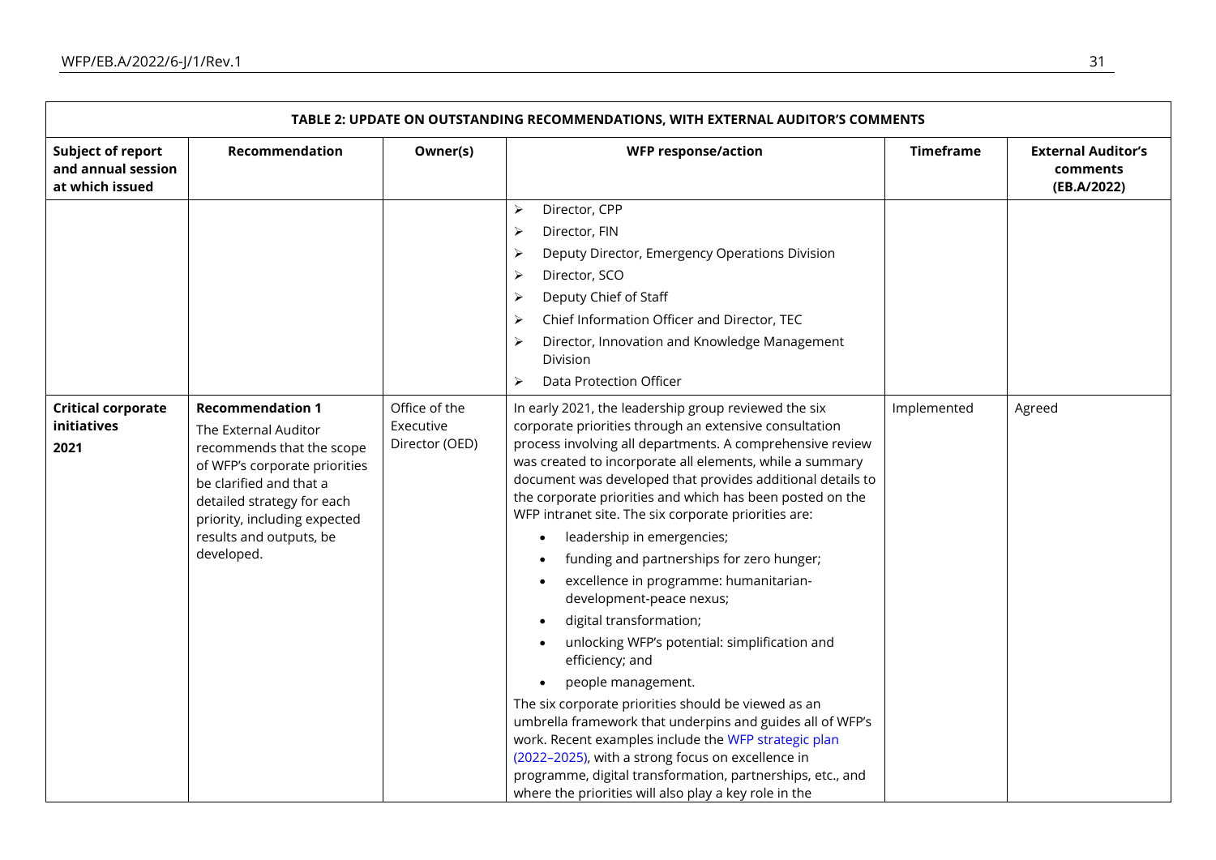| TABLE 2: UPDATE ON OUTSTANDING RECOMMENDATIONS, WITH EXTERNAL AUDITOR'S COMMENTS | | | | | |
|---|---|---|---|---|---|
| **Subject of report and annual session at which issued** | **Recommendation** | **Owner(s)** | **WFP response/action** | **Timeframe** | **External Auditor's comments (EB.A/2022)** |
| | | | ➢ Director, CPP<br>➢ Director, FIN<br>➢ Deputy Director, Emergency Operations Division<br>➢ Director, SCO<br>➢ Deputy Chief of Staff<br>➢ Chief Information Officer and Director, TEC<br>➢ Director, Innovation and Knowledge Management Division<br>➢ Data Protection Officer | | |
| **Critical corporate initiatives**<br>**2021** | **Recommendation 1**<br>The External Auditor recommends that the scope of WFP's corporate priorities be clarified and that a detailed strategy for each priority, including expected results and outputs, be developed. | Office of the Executive Director (OED) | In early 2021, the leadership group reviewed the six corporate priorities through an extensive consultation process involving all departments. A comprehensive review was created to incorporate all elements, while a summary document was developed that provides additional details to the corporate priorities and which has been posted on the WFP intranet site. The six corporate priorities are:<br>• leadership in emergencies;<br>• funding and partnerships for zero hunger;<br>• excellence in programme: humanitarian-development-peace nexus;<br>• digital transformation;<br>• unlocking WFP's potential: simplification and efficiency; and<br>• people management.<br>The six corporate priorities should be viewed as an umbrella framework that underpins and guides all of WFP's work. Recent examples include the WFP strategic plan (2022–2025), with a strong focus on excellence in programme, digital transformation, partnerships, etc., and where the priorities will also play a key role in the | Implemented | Agreed |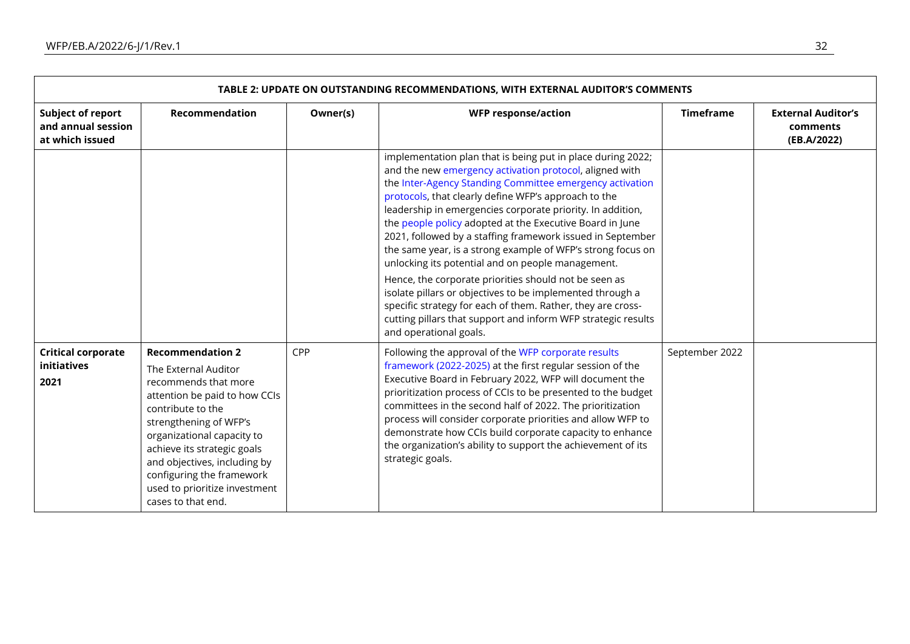| TABLE 2: UPDATE ON OUTSTANDING RECOMMENDATIONS, WITH EXTERNAL AUDITOR'S COMMENTS | | | | | |
|---|---|---|---|---|---|
| **Subject of report and annual session at which issued** | **Recommendation** | **Owner(s)** | **WFP response/action** | **Timeframe** | **External Auditor's comments (EB.A/2022)** |
| | | | implementation plan that is being put in place during 2022; and the new emergency activation protocol, aligned with the Inter-Agency Standing Committee emergency activation protocols, that clearly define WFP's approach to the leadership in emergencies corporate priority. In addition, the people policy adopted at the Executive Board in June 2021, followed by a staffing framework issued in September the same year, is a strong example of WFP's strong focus on unlocking its potential and on people management.<br><br>Hence, the corporate priorities should not be seen as isolate pillars or objectives to be implemented through a specific strategy for each of them. Rather, they are cross-cutting pillars that support and inform WFP strategic results and operational goals. | | |
| **Critical corporate initiatives 2021** | **Recommendation 2**<br>The External Auditor recommends that more attention be paid to how CCIs contribute to the strengthening of WFP's organizational capacity to achieve its strategic goals and objectives, including by configuring the framework used to prioritize investment cases to that end. | CPP | Following the approval of the WFP corporate results framework (2022-2025) at the first regular session of the Executive Board in February 2022, WFP will document the prioritization process of CCIs to be presented to the budget committees in the second half of 2022. The prioritization process will consider corporate priorities and allow WFP to demonstrate how CCIs build corporate capacity to enhance the organization's ability to support the achievement of its strategic goals. | September 2022 | |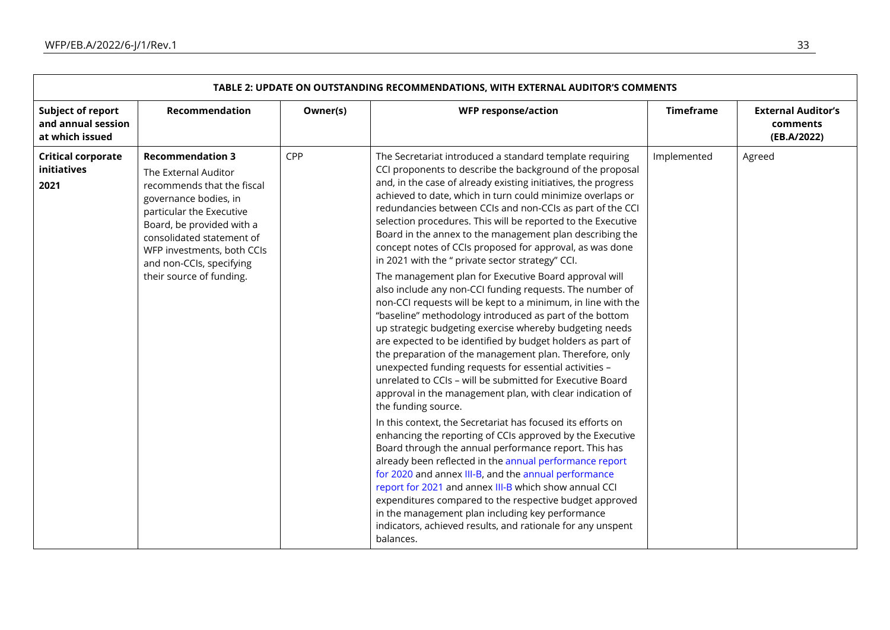| TABLE 2: UPDATE ON OUTSTANDING RECOMMENDATIONS, WITH EXTERNAL AUDITOR'S COMMENTS | | | | | |
|---|---|---|---|---|---|
| **Subject of report and annual session at which issued** | **Recommendation** | **Owner(s)** | **WFP response/action** | **Timeframe** | **External Auditor's comments (EB.A/2022)** |
| **Critical corporate initiatives 2021** | **Recommendation 3** The External Auditor recommends that the fiscal governance bodies, in particular the Executive Board, be provided with a consolidated statement of WFP investments, both CCIs and non-CCIs, specifying their source of funding. | CPP | The Secretariat introduced a standard template requiring CCI proponents to describe the background of the proposal and, in the case of already existing initiatives, the progress achieved to date, which in turn could minimize overlaps or redundancies between CCIs and non-CCIs as part of the CCI selection procedures. This will be reported to the Executive Board in the annex to the management plan describing the concept notes of CCIs proposed for approval, as was done in 2021 with the " private sector strategy" CCI.<br><br>The management plan for Executive Board approval will also include any non-CCI funding requests. The number of non-CCI requests will be kept to a minimum, in line with the "baseline" methodology introduced as part of the bottom up strategic budgeting exercise whereby budgeting needs are expected to be identified by budget holders as part of the preparation of the management plan. Therefore, only unexpected funding requests for essential activities – unrelated to CCIs – will be submitted for Executive Board approval in the management plan, with clear indication of the funding source.<br><br>In this context, the Secretariat has focused its efforts on enhancing the reporting of CCIs approved by the Executive Board through the annual performance report. This has already been reflected in the annual performance report for 2020 and annex III-B, and the annual performance report for 2021 and annex III-B which show annual CCI expenditures compared to the respective budget approved in the management plan including key performance indicators, achieved results, and rationale for any unspent balances. | Implemented | Agreed |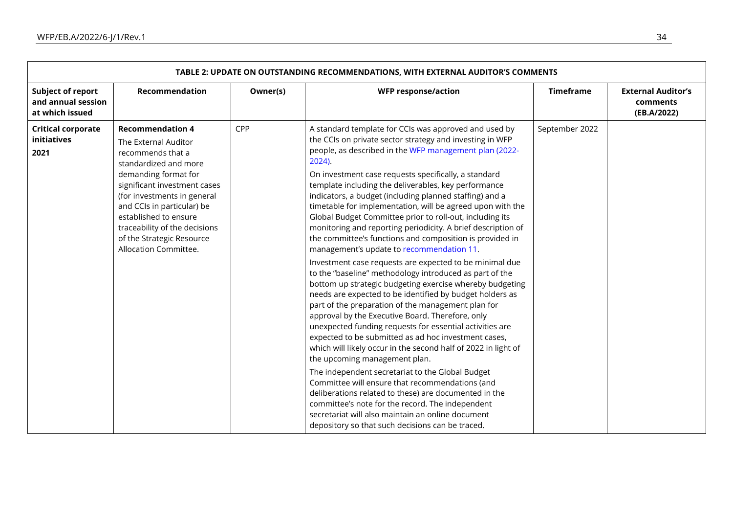**TABLE 2: UPDATE ON OUTSTANDING RECOMMENDATIONS, WITH EXTERNAL AUDITOR'S COMMENTS**

| Subject of report and annual session at which issued | Recommendation | Owner(s) | WFP response/action | Timeframe | External Auditor's comments (EB.A/2022) |
|---|---|---|---|---|---|
| **Critical corporate initiatives 2021** | **Recommendation 4** The External Auditor recommends that a standardized and more demanding format for significant investment cases (for investments in general and CCIs in particular) be established to ensure traceability of the decisions of the Strategic Resource Allocation Committee. | CPP | A standard template for CCIs was approved and used by the CCIs on private sector strategy and investing in WFP people, as described in the WFP management plan (2022-2024).<br><br>On investment case requests specifically, a standard template including the deliverables, key performance indicators, a budget (including planned staffing) and a timetable for implementation, will be agreed upon with the Global Budget Committee prior to roll-out, including its monitoring and reporting periodicity. A brief description of the committee's functions and composition is provided in management's update to recommendation 11.<br><br>Investment case requests are expected to be minimal due to the "baseline" methodology introduced as part of the bottom up strategic budgeting exercise whereby budgeting needs are expected to be identified by budget holders as part of the preparation of the management plan for approval by the Executive Board. Therefore, only unexpected funding requests for essential activities are expected to be submitted as ad hoc investment cases, which will likely occur in the second half of 2022 in light of the upcoming management plan.<br><br>The independent secretariat to the Global Budget Committee will ensure that recommendations (and deliberations related to these) are documented in the committee's note for the record. The independent secretariat will also maintain an online document depository so that such decisions can be traced. | September 2022 | |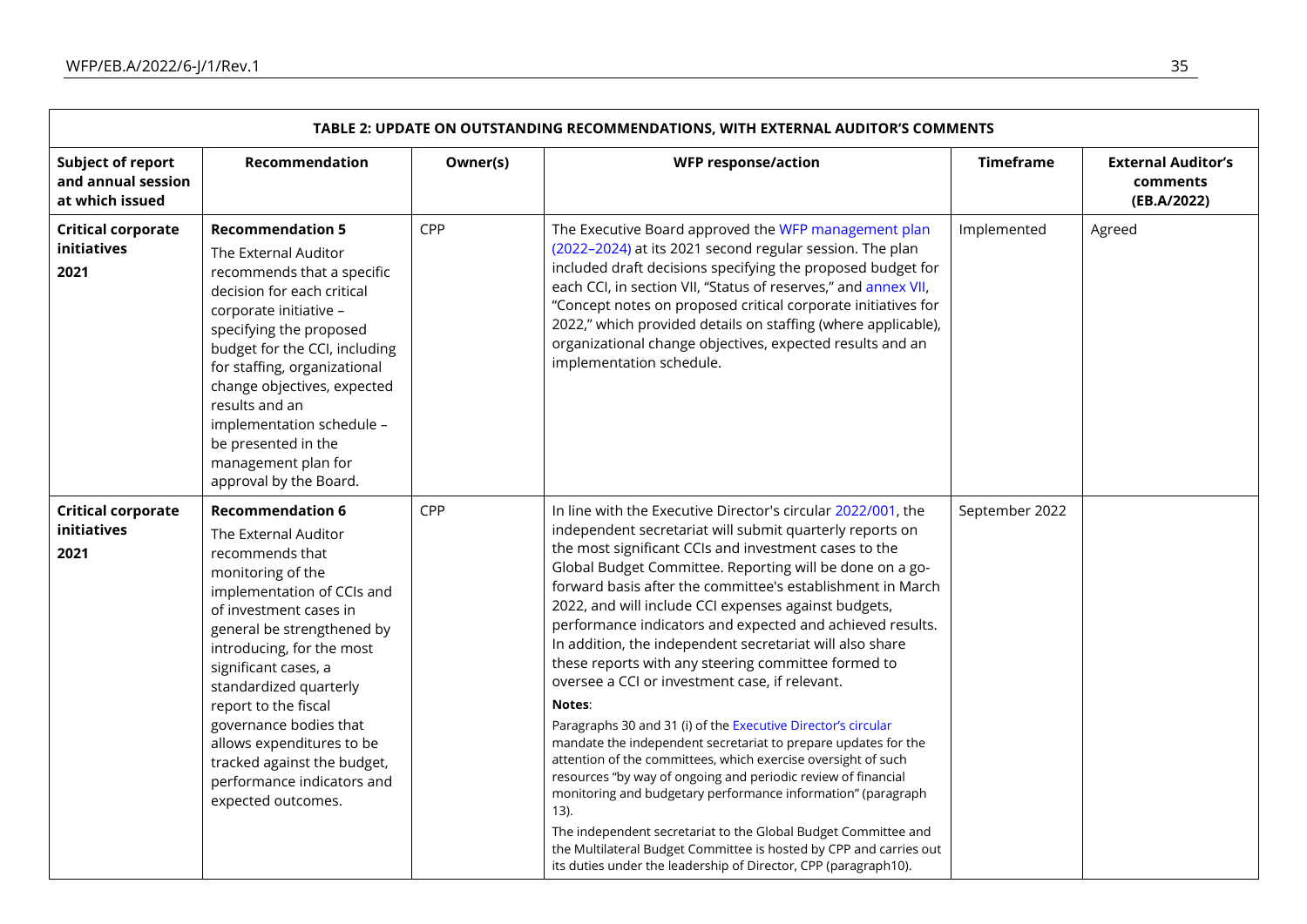| TABLE 2: UPDATE ON OUTSTANDING RECOMMENDATIONS, WITH EXTERNAL AUDITOR'S COMMENTS | | | | | |
|---|---|---|---|---|---|
| **Subject of report and annual session at which issued** | **Recommendation** | **Owner(s)** | **WFP response/action** | **Timeframe** | **External Auditor's comments (EB.A/2022)** |
| **Critical corporate initiatives 2021** | **Recommendation 5** The External Auditor recommends that a specific decision for each critical corporate initiative – specifying the proposed budget for the CCI, including for staffing, organizational change objectives, expected results and an implementation schedule – be presented in the management plan for approval by the Board. | CPP | The Executive Board approved the WFP management plan (2022–2024) at its 2021 second regular session. The plan included draft decisions specifying the proposed budget for each CCI, in section VII, "Status of reserves," and annex VII, "Concept notes on proposed critical corporate initiatives for 2022," which provided details on staffing (where applicable), organizational change objectives, expected results and an implementation schedule. | Implemented | Agreed |
| **Critical corporate initiatives 2021** | **Recommendation 6** The External Auditor recommends that monitoring of the implementation of CCIs and of investment cases in general be strengthened by introducing, for the most significant cases, a standardized quarterly report to the fiscal governance bodies that allows expenditures to be tracked against the budget, performance indicators and expected outcomes. | CPP | In line with the Executive Director's circular 2022/001, the independent secretariat will submit quarterly reports on the most significant CCIs and investment cases to the Global Budget Committee. Reporting will be done on a go-forward basis after the committee's establishment in March 2022, and will include CCI expenses against budgets, performance indicators and expected and achieved results. In addition, the independent secretariat will also share these reports with any steering committee formed to oversee a CCI or investment case, if relevant.<br><br>**Notes**:<br><br>Paragraphs 30 and 31 (i) of the Executive Director's circular mandate the independent secretariat to prepare updates for the attention of the committees, which exercise oversight of such resources "by way of ongoing and periodic review of financial monitoring and budgetary performance information" (paragraph 13).<br><br>The independent secretariat to the Global Budget Committee and the Multilateral Budget Committee is hosted by CPP and carries out its duties under the leadership of Director, CPP (paragraph10). | September 2022 | |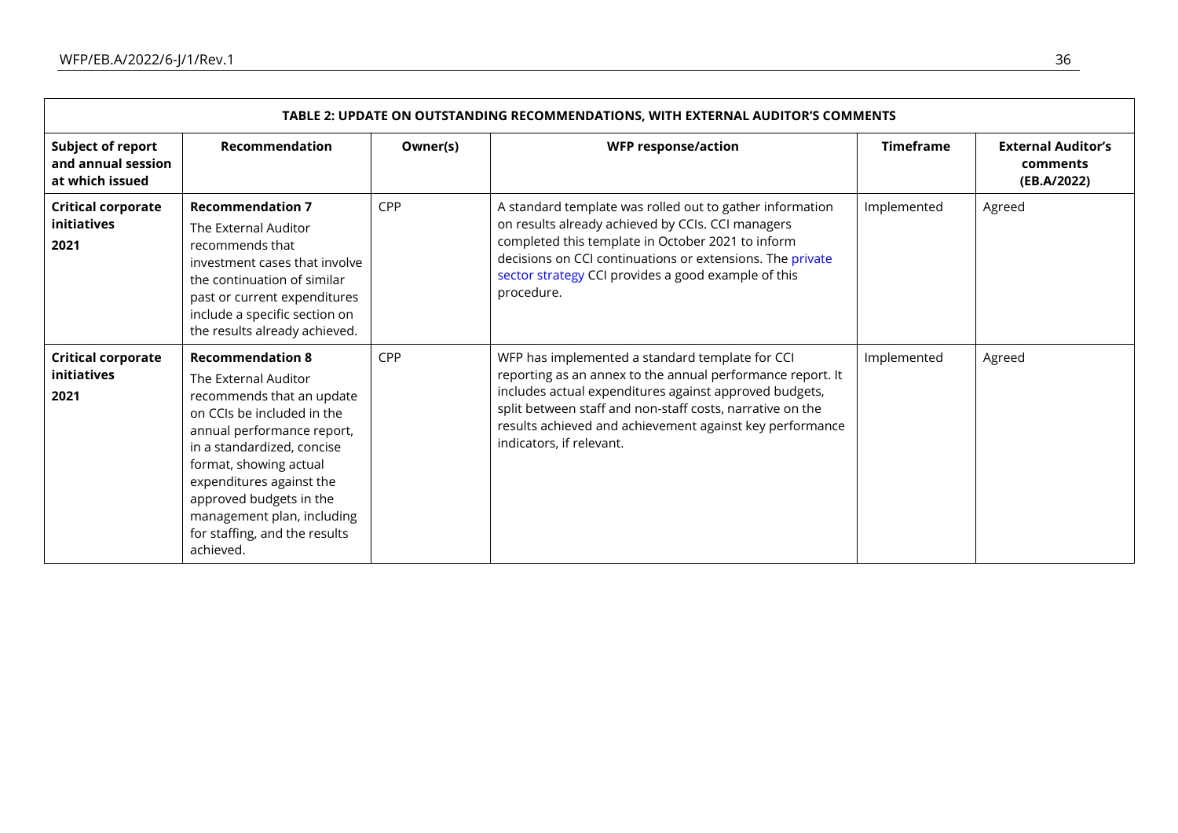| TABLE 2: UPDATE ON OUTSTANDING RECOMMENDATIONS, WITH EXTERNAL AUDITOR'S COMMENTS | | | | | |
|---|---|---|---|---|---|
| **Subject of report and annual session at which issued** | **Recommendation** | **Owner(s)** | **WFP response/action** | **Timeframe** | **External Auditor's comments (EB.A/2022)** |
| **Critical corporate initiatives 2021** | **Recommendation 7** The External Auditor recommends that investment cases that involve the continuation of similar past or current expenditures include a specific section on the results already achieved. | CPP | A standard template was rolled out to gather information on results already achieved by CCIs. CCI managers completed this template in October 2021 to inform decisions on CCI continuations or extensions. The private sector strategy CCI provides a good example of this procedure. | Implemented | Agreed |
| **Critical corporate initiatives 2021** | **Recommendation 8** The External Auditor recommends that an update on CCIs be included in the annual performance report, in a standardized, concise format, showing actual expenditures against the approved budgets in the management plan, including for staffing, and the results achieved. | CPP | WFP has implemented a standard template for CCI reporting as an annex to the annual performance report. It includes actual expenditures against approved budgets, split between staff and non-staff costs, narrative on the results achieved and achievement against key performance indicators, if relevant. | Implemented | Agreed |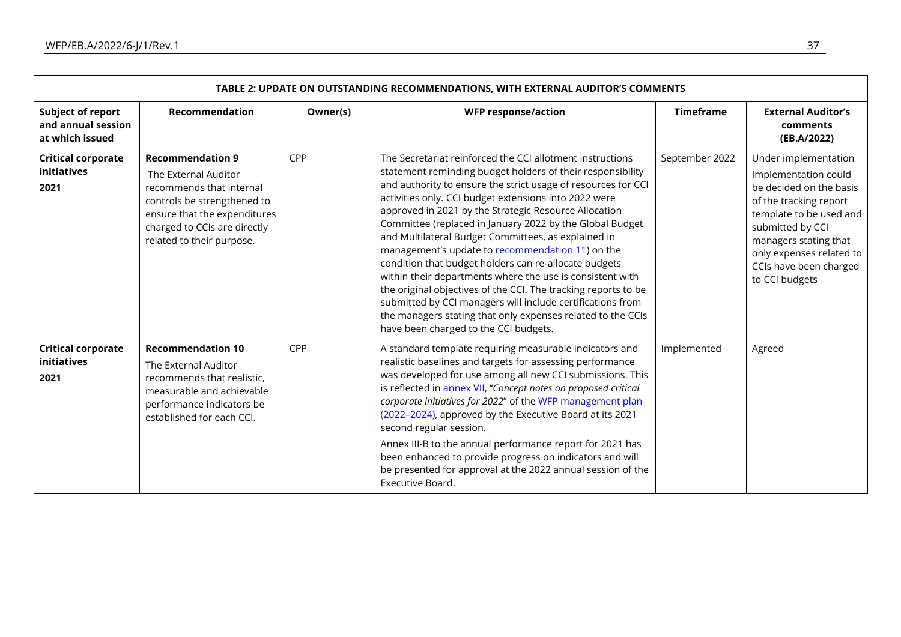| TABLE 2: UPDATE ON OUTSTANDING RECOMMENDATIONS, WITH EXTERNAL AUDITOR'S COMMENTS | | | | | |
|---|---|---|---|---|---|
| **Subject of report and annual session at which issued** | **Recommendation** | **Owner(s)** | **WFP response/action** | **Timeframe** | **External Auditor's comments (EB.A/2022)** |
| **Critical corporate initiatives 2021** | **Recommendation 9** The External Auditor recommends that internal controls be strengthened to ensure that the expenditures charged to CCIs are directly related to their purpose. | CPP | The Secretariat reinforced the CCI allotment instructions statement reminding budget holders of their responsibility and authority to ensure the strict usage of resources for CCI activities only. CCI budget extensions into 2022 were approved in 2021 by the Strategic Resource Allocation Committee (replaced in January 2022 by the Global Budget and Multilateral Budget Committees, as explained in management's update to recommendation 11) on the condition that budget holders can re-allocate budgets within their departments where the use is consistent with the original objectives of the CCI. The tracking reports to be submitted by CCI managers will include certifications from the managers stating that only expenses related to the CCIs have been charged to the CCI budgets. | September 2022 | Under implementation Implementation could be decided on the basis of the tracking report template to be used and submitted by CCI managers stating that only expenses related to CCIs have been charged to CCI budgets |
| **Critical corporate initiatives 2021** | **Recommendation 10** The External Auditor recommends that realistic, measurable and achievable performance indicators be established for each CCI. | CPP | A standard template requiring measurable indicators and realistic baselines and targets for assessing performance was developed for use among all new CCI submissions. This is reflected in annex VII, "*Concept notes on proposed critical corporate initiatives for 2022*" of the WFP management plan (2022–2024), approved by the Executive Board at its 2021 second regular session.<br><br>Annex III-B to the annual performance report for 2021 has been enhanced to provide progress on indicators and will be presented for approval at the 2022 annual session of the Executive Board. | Implemented | Agreed |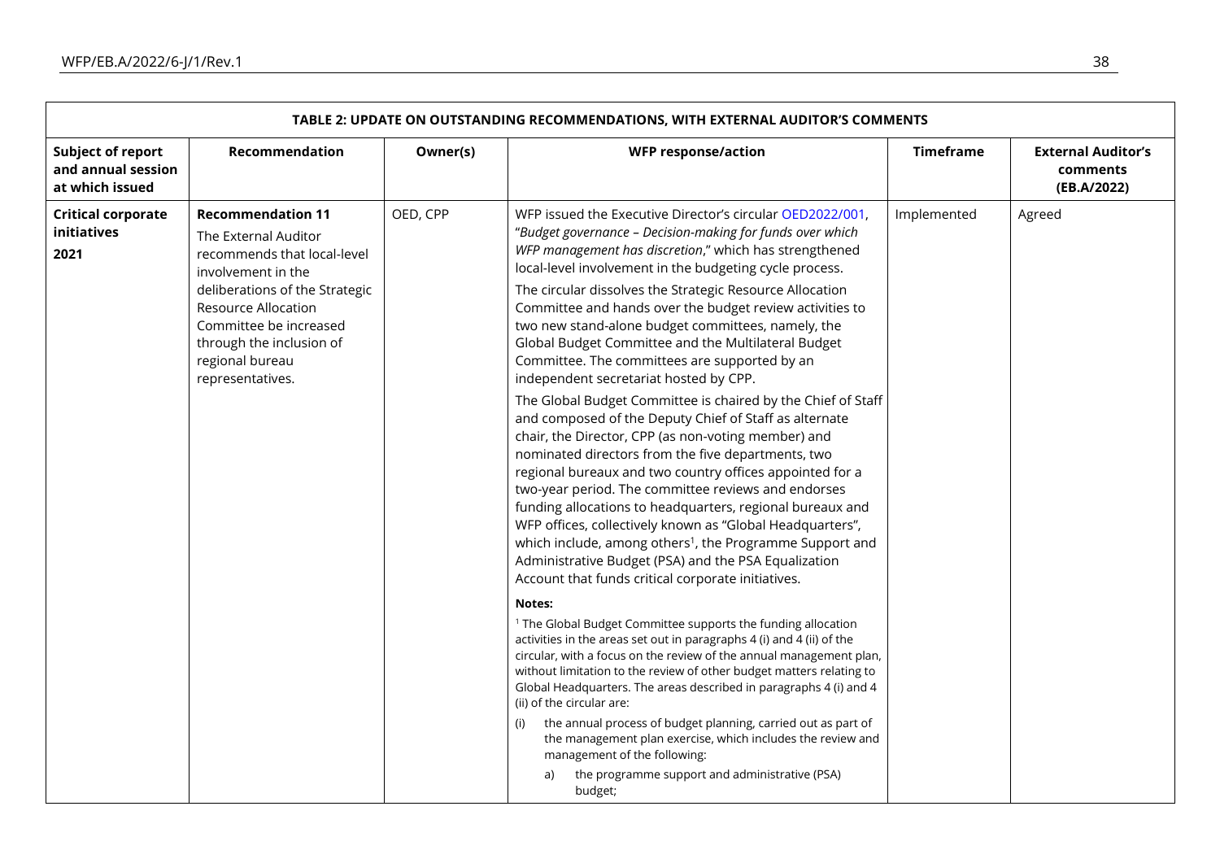| TABLE 2: UPDATE ON OUTSTANDING RECOMMENDATIONS, WITH EXTERNAL AUDITOR'S COMMENTS | | | | | |
|---|---|---|---|---|---|
| **Subject of report and annual session at which issued** | **Recommendation** | **Owner(s)** | **WFP response/action** | **Timeframe** | **External Auditor's comments (EB.A/2022)** |
| **Critical corporate initiatives 2021** | **Recommendation 11** The External Auditor recommends that local-level involvement in the deliberations of the Strategic Resource Allocation Committee be increased through the inclusion of regional bureau representatives. | OED, CPP | WFP issued the Executive Director's circular OED2022/001, "*Budget governance – Decision-making for funds over which WFP management has discretion*," which has strengthened local-level involvement in the budgeting cycle process.<br><br>The circular dissolves the Strategic Resource Allocation Committee and hands over the budget review activities to two new stand-alone budget committees, namely, the Global Budget Committee and the Multilateral Budget Committee. The committees are supported by an independent secretariat hosted by CPP.<br><br>The Global Budget Committee is chaired by the Chief of Staff and composed of the Deputy Chief of Staff as alternate chair, the Director, CPP (as non-voting member) and nominated directors from the five departments, two regional bureaux and two country offices appointed for a two-year period. The committee reviews and endorses funding allocations to headquarters, regional bureaux and WFP offices, collectively known as "Global Headquarters", which include, among others[1], the Programme Support and Administrative Budget (PSA) and the PSA Equalization Account that funds critical corporate initiatives.<br><br>**Notes:**<br><br>[1] The Global Budget Committee supports the funding allocation activities in the areas set out in paragraphs 4 (i) and 4 (ii) of the circular, with a focus on the review of the annual management plan, without limitation to the review of other budget matters relating to Global Headquarters. The areas described in paragraphs 4 (i) and 4 (ii) of the circular are:<br><br>(i) the annual process of budget planning, carried out as part of the management plan exercise, which includes the review and management of the following:<br><br>a) the programme support and administrative (PSA) budget; | Implemented | Agreed |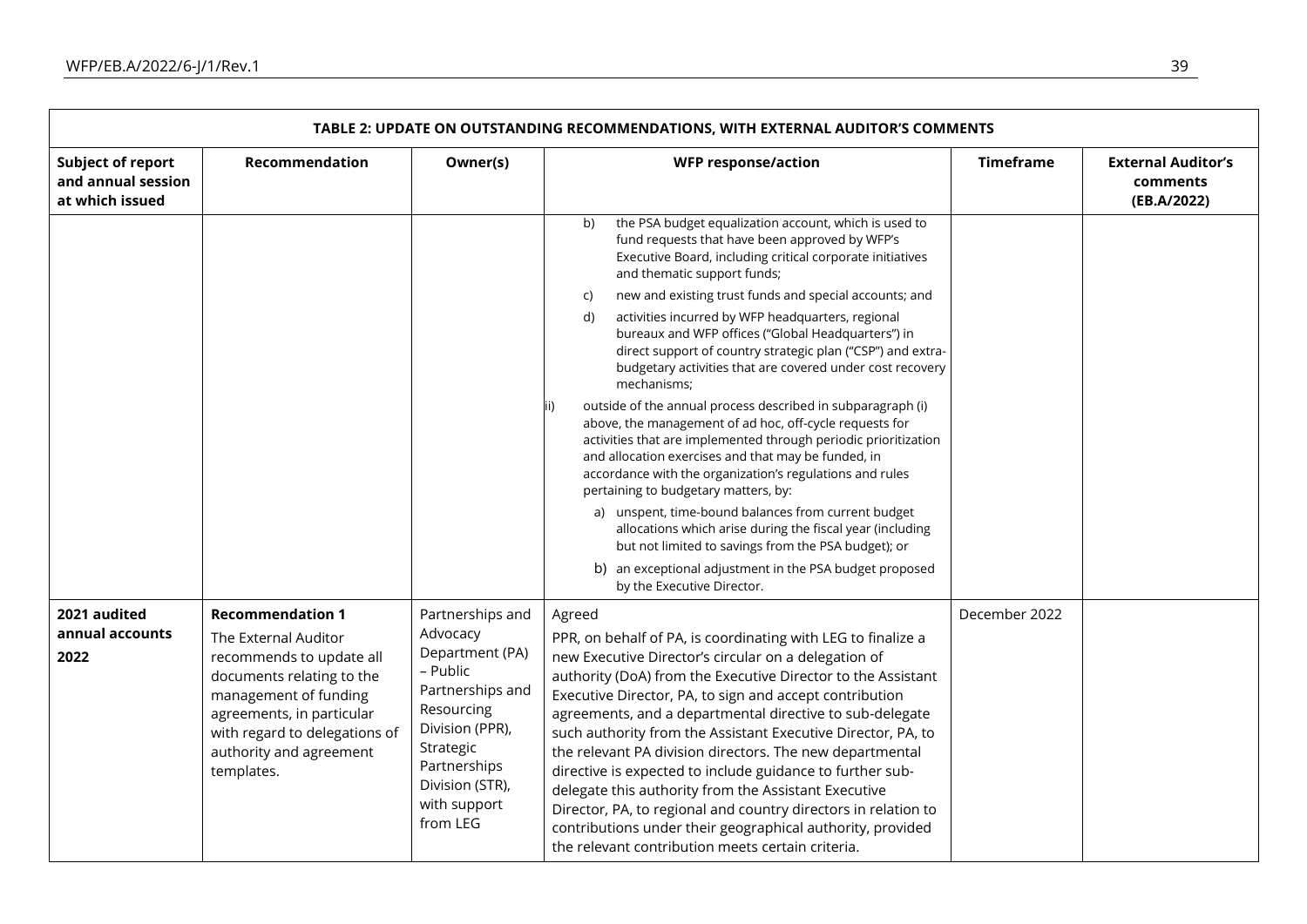| TABLE 2: UPDATE ON OUTSTANDING RECOMMENDATIONS, WITH EXTERNAL AUDITOR'S COMMENTS | | | | | |
|---|---|---|---|---|---|
| **Subject of report and annual session at which issued** | **Recommendation** | **Owner(s)** | **WFP response/action** | **Timeframe** | **External Auditor's comments (EB.A/2022)** |
| | | | b) the PSA budget equalization account, which is used to fund requests that have been approved by WFP's Executive Board, including critical corporate initiatives and thematic support funds;<br>c) new and existing trust funds and special accounts; and<br>d) activities incurred by WFP headquarters, regional bureaux and WFP offices ("Global Headquarters") in direct support of country strategic plan ("CSP") and extra-budgetary activities that are covered under cost recovery mechanisms;<br>ii) outside of the annual process described in subparagraph (i) above, the management of ad hoc, off-cycle requests for activities that are implemented through periodic prioritization and allocation exercises and that may be funded, in accordance with the organization's regulations and rules pertaining to budgetary matters, by:<br>a) unspent, time-bound balances from current budget allocations which arise during the fiscal year (including but not limited to savings from the PSA budget); or<br>b) an exceptional adjustment in the PSA budget proposed by the Executive Director. | | |
| **2021 audited annual accounts 2022** | **Recommendation 1**<br>The External Auditor recommends to update all documents relating to the management of funding agreements, in particular with regard to delegations of authority and agreement templates. | Partnerships and Advocacy Department (PA) – Public Partnerships and Resourcing Division (PPR), Strategic Partnerships Division (STR), with support from LEG | Agreed<br>PPR, on behalf of PA, is coordinating with LEG to finalize a new Executive Director's circular on a delegation of authority (DoA) from the Executive Director to the Assistant Executive Director, PA, to sign and accept contribution agreements, and a departmental directive to sub-delegate such authority from the Assistant Executive Director, PA, to the relevant PA division directors. The new departmental directive is expected to include guidance to further sub-delegate this authority from the Assistant Executive Director, PA, to regional and country directors in relation to contributions under their geographical authority, provided the relevant contribution meets certain criteria. | December 2022 | |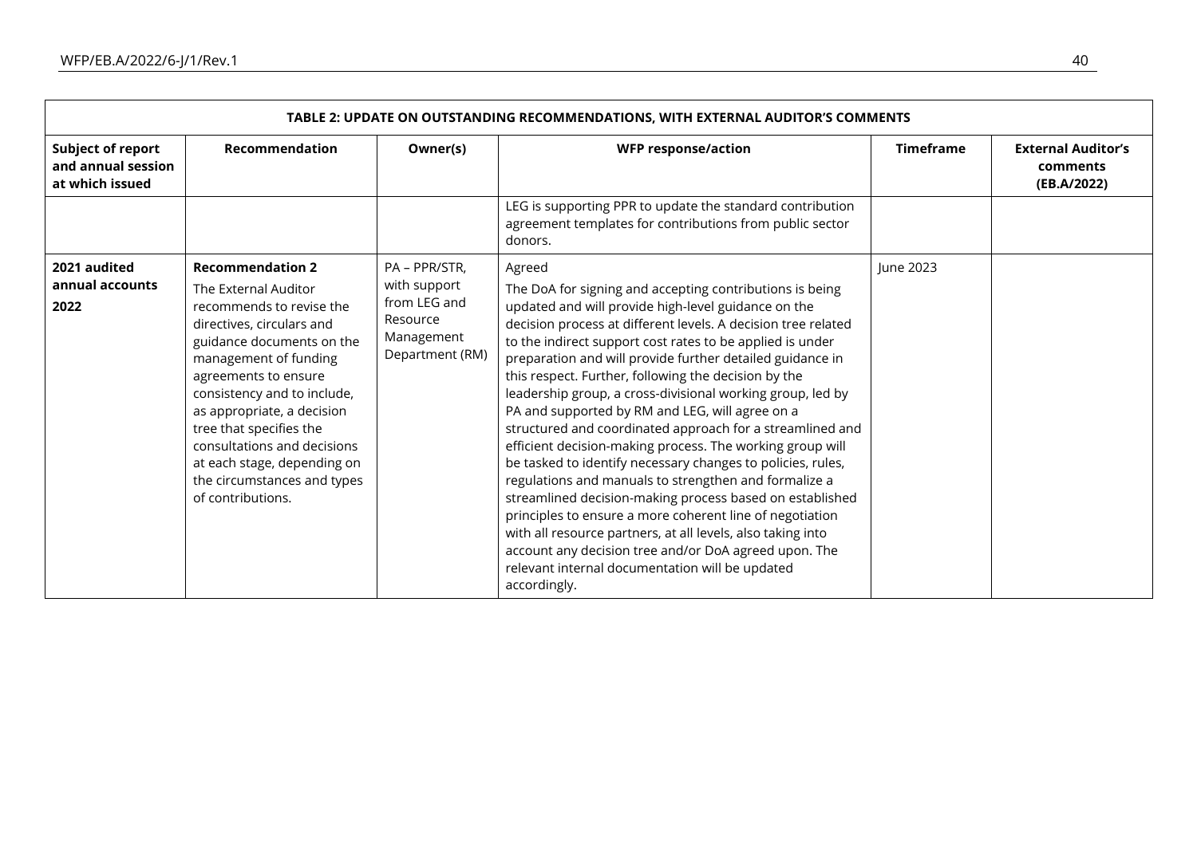| TABLE 2: UPDATE ON OUTSTANDING RECOMMENDATIONS, WITH EXTERNAL AUDITOR'S COMMENTS | | | | | |
|---|---|---|---|---|---|
| **Subject of report and annual session at which issued** | **Recommendation** | **Owner(s)** | **WFP response/action** | **Timeframe** | **External Auditor's comments (EB.A/2022)** |
| | | | LEG is supporting PPR to update the standard contribution agreement templates for contributions from public sector donors. | | |
| **2021 audited annual accounts 2022** | **Recommendation 2** The External Auditor recommends to revise the directives, circulars and guidance documents on the management of funding agreements to ensure consistency and to include, as appropriate, a decision tree that specifies the consultations and decisions at each stage, depending on the circumstances and types of contributions. | PA – PPR/STR, with support from LEG and Resource Management Department (RM) | Agreed The DoA for signing and accepting contributions is being updated and will provide high-level guidance on the decision process at different levels. A decision tree related to the indirect support cost rates to be applied is under preparation and will provide further detailed guidance in this respect. Further, following the decision by the leadership group, a cross-divisional working group, led by PA and supported by RM and LEG, will agree on a structured and coordinated approach for a streamlined and efficient decision-making process. The working group will be tasked to identify necessary changes to policies, rules, regulations and manuals to strengthen and formalize a streamlined decision-making process based on established principles to ensure a more coherent line of negotiation with all resource partners, at all levels, also taking into account any decision tree and/or DoA agreed upon. The relevant internal documentation will be updated accordingly. | June 2023 | |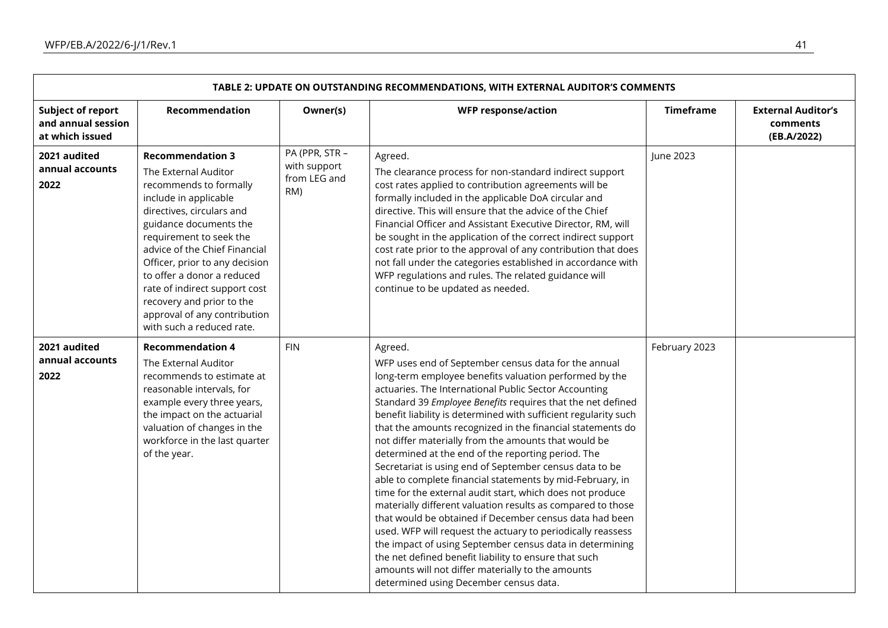| TABLE 2: UPDATE ON OUTSTANDING RECOMMENDATIONS, WITH EXTERNAL AUDITOR'S COMMENTS | | | | | |
|---|---|---|---|---|---|
| **Subject of report and annual session at which issued** | **Recommendation** | **Owner(s)** | **WFP response/action** | **Timeframe** | **External Auditor's comments (EB.A/2022)** |
| **2021 audited annual accounts 2022** | **Recommendation 3** The External Auditor recommends to formally include in applicable directives, circulars and guidance documents the requirement to seek the advice of the Chief Financial Officer, prior to any decision to offer a donor a reduced rate of indirect support cost recovery and prior to the approval of any contribution with such a reduced rate. | PA (PPR, STR – with support from LEG and RM) | Agreed. The clearance process for non-standard indirect support cost rates applied to contribution agreements will be formally included in the applicable DoA circular and directive. This will ensure that the advice of the Chief Financial Officer and Assistant Executive Director, RM, will be sought in the application of the correct indirect support cost rate prior to the approval of any contribution that does not fall under the categories established in accordance with WFP regulations and rules. The related guidance will continue to be updated as needed. | June 2023 | |
| **2021 audited annual accounts 2022** | **Recommendation 4** The External Auditor recommends to estimate at reasonable intervals, for example every three years, the impact on the actuarial valuation of changes in the workforce in the last quarter of the year. | FIN | Agreed. WFP uses end of September census data for the annual long-term employee benefits valuation performed by the actuaries. The International Public Sector Accounting Standard 39 *Employee Benefits* requires that the net defined benefit liability is determined with sufficient regularity such that the amounts recognized in the financial statements do not differ materially from the amounts that would be determined at the end of the reporting period. The Secretariat is using end of September census data to be able to complete financial statements by mid-February, in time for the external audit start, which does not produce materially different valuation results as compared to those that would be obtained if December census data had been used. WFP will request the actuary to periodically reassess the impact of using September census data in determining the net defined benefit liability to ensure that such amounts will not differ materially to the amounts determined using December census data. | February 2023 | |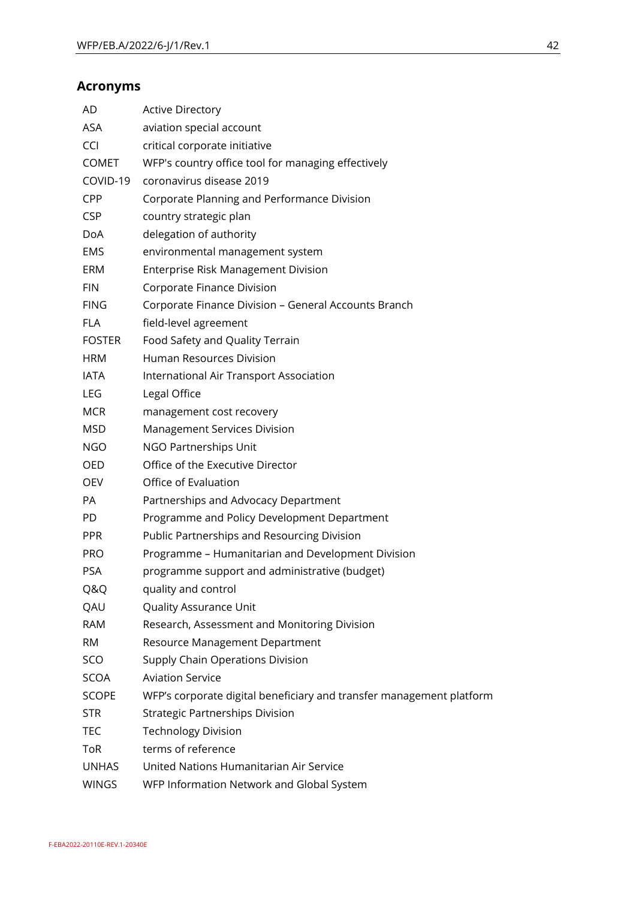## Acronyms

| | |
|---|---|
| AD | Active Directory |
| ASA | aviation special account |
| CCI | critical corporate initiative |
| COMET | WFP's country office tool for managing effectively |
| COVID-19 | coronavirus disease 2019 |
| CPP | Corporate Planning and Performance Division |
| CSP | country strategic plan |
| DoA | delegation of authority |
| EMS | environmental management system |
| ERM | Enterprise Risk Management Division |
| FIN | Corporate Finance Division |
| FING | Corporate Finance Division – General Accounts Branch |
| FLA | field-level agreement |
| FOSTER | Food Safety and Quality Terrain |
| HRM | Human Resources Division |
| IATA | International Air Transport Association |
| LEG | Legal Office |
| MCR | management cost recovery |
| MSD | Management Services Division |
| NGO | NGO Partnerships Unit |
| OED | Office of the Executive Director |
| OEV | Office of Evaluation |
| PA | Partnerships and Advocacy Department |
| PD | Programme and Policy Development Department |
| PPR | Public Partnerships and Resourcing Division |
| PRO | Programme – Humanitarian and Development Division |
| PSA | programme support and administrative (budget) |
| Q&Q | quality and control |
| QAU | Quality Assurance Unit |
| RAM | Research, Assessment and Monitoring Division |
| RM | Resource Management Department |
| SCO | Supply Chain Operations Division |
| SCOA | Aviation Service |
| SCOPE | WFP's corporate digital beneficiary and transfer management platform |
| STR | Strategic Partnerships Division |
| TEC | Technology Division |
| ToR | terms of reference |
| UNHAS | United Nations Humanitarian Air Service |
| WINGS | WFP Information Network and Global System |

F-EBA2022-20110E-REV.1-20340E